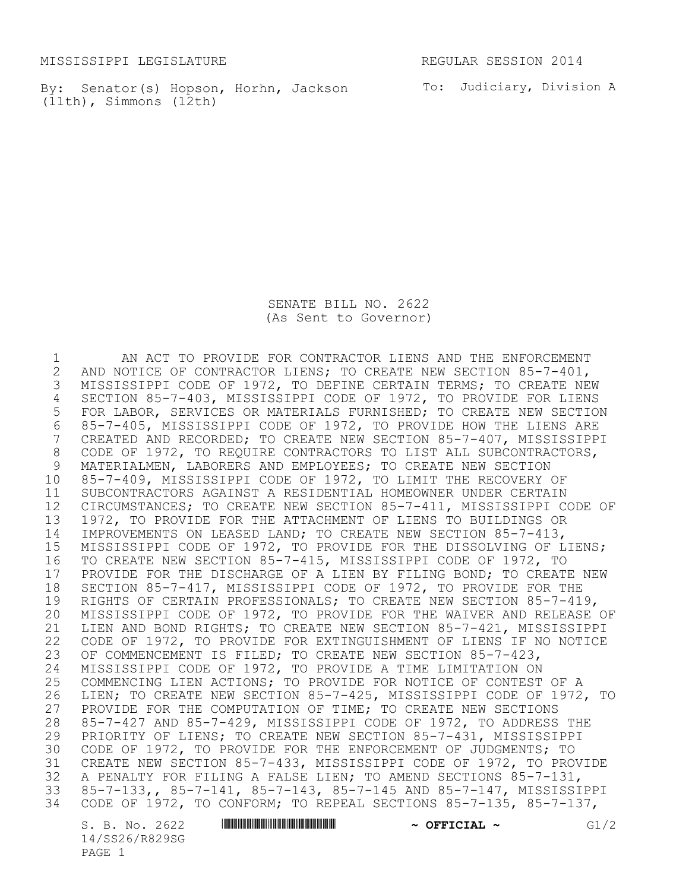MISSISSIPPI LEGISLATURE REGULAR SESSION 2014

By: Senator(s) Hopson, Horhn, Jackson (11th), Simmons (12th)

To: Judiciary, Division A

# SENATE BILL NO. 2622
(As Sent to Governor)

1 AN ACT TO PROVIDE FOR CONTRACTOR LIENS AND THE ENFORCEMENT
2 AND NOTICE OF CONTRACTOR LIENS; TO CREATE NEW SECTION 85-7-401,
3 MISSISSIPPI CODE OF 1972, TO DEFINE CERTAIN TERMS; TO CREATE NEW
4 SECTION 85-7-403, MISSISSIPPI CODE OF 1972, TO PROVIDE FOR LIENS
5 FOR LABOR, SERVICES OR MATERIALS FURNISHED; TO CREATE NEW SECTION
6 85-7-405, MISSISSIPPI CODE OF 1972, TO PROVIDE HOW THE LIENS ARE
7 CREATED AND RECORDED; TO CREATE NEW SECTION 85-7-407, MISSISSIPPI
8 CODE OF 1972, TO REQUIRE CONTRACTORS TO LIST ALL SUBCONTRACTORS,
9 MATERIALMEN, LABORERS AND EMPLOYEES; TO CREATE NEW SECTION
10 85-7-409, MISSISSIPPI CODE OF 1972, TO LIMIT THE RECOVERY OF
11 SUBCONTRACTORS AGAINST A RESIDENTIAL HOMEOWNER UNDER CERTAIN
12 CIRCUMSTANCES; TO CREATE NEW SECTION 85-7-411, MISSISSIPPI CODE OF
13 1972, TO PROVIDE FOR THE ATTACHMENT OF LIENS TO BUILDINGS OR
14 IMPROVEMENTS ON LEASED LAND; TO CREATE NEW SECTION 85-7-413,
15 MISSISSIPPI CODE OF 1972, TO PROVIDE FOR THE DISSOLVING OF LIENS;
16 TO CREATE NEW SECTION 85-7-415, MISSISSIPPI CODE OF 1972, TO
17 PROVIDE FOR THE DISCHARGE OF A LIEN BY FILING BOND; TO CREATE NEW
18 SECTION 85-7-417, MISSISSIPPI CODE OF 1972, TO PROVIDE FOR THE
19 RIGHTS OF CERTAIN PROFESSIONALS; TO CREATE NEW SECTION 85-7-419,
20 MISSISSIPPI CODE OF 1972, TO PROVIDE FOR THE WAIVER AND RELEASE OF
21 LIEN AND BOND RIGHTS; TO CREATE NEW SECTION 85-7-421, MISSISSIPPI
22 CODE OF 1972, TO PROVIDE FOR EXTINGUISHMENT OF LIENS IF NO NOTICE
23 OF COMMENCEMENT IS FILED; TO CREATE NEW SECTION 85-7-423,
24 MISSISSIPPI CODE OF 1972, TO PROVIDE A TIME LIMITATION ON
25 COMMENCING LIEN ACTIONS; TO PROVIDE FOR NOTICE OF CONTEST OF A
26 LIEN; TO CREATE NEW SECTION 85-7-425, MISSISSIPPI CODE OF 1972, TO
27 PROVIDE FOR THE COMPUTATION OF TIME; TO CREATE NEW SECTIONS
28 85-7-427 AND 85-7-429, MISSISSIPPI CODE OF 1972, TO ADDRESS THE
29 PRIORITY OF LIENS; TO CREATE NEW SECTION 85-7-431, MISSISSIPPI
30 CODE OF 1972, TO PROVIDE FOR THE ENFORCEMENT OF JUDGMENTS; TO
31 CREATE NEW SECTION 85-7-433, MISSISSIPPI CODE OF 1972, TO PROVIDE
32 A PENALTY FOR FILING A FALSE LIEN; TO AMEND SECTIONS 85-7-131,
33 85-7-133,, 85-7-141, 85-7-143, 85-7-145 AND 85-7-147, MISSISSIPPI
34 CODE OF 1972, TO CONFORM; TO REPEAL SECTIONS 85-7-135, 85-7-137,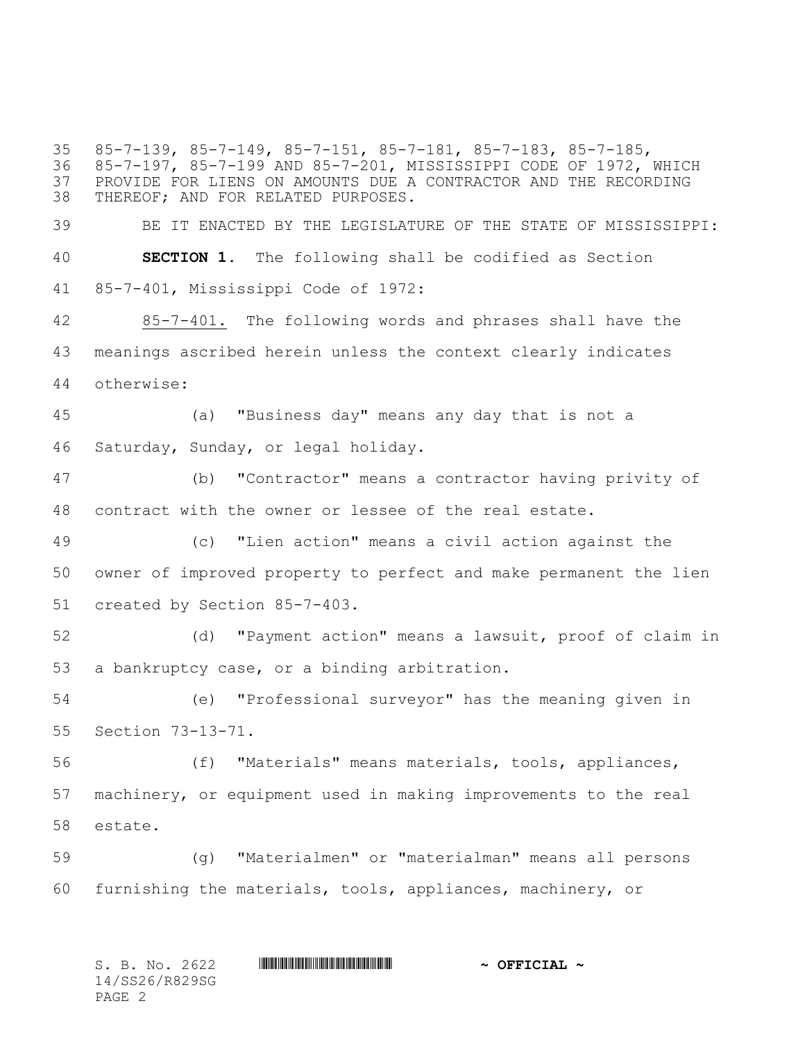85-7-139, 85-7-149, 85-7-151, 85-7-181, 85-7-183, 85-7-185, 85-7-197, 85-7-199 AND 85-7-201, MISSISSIPPI CODE OF 1972, WHICH PROVIDE FOR LIENS ON AMOUNTS DUE A CONTRACTOR AND THE RECORDING THEREOF; AND FOR RELATED PURPOSES.

BE IT ENACTED BY THE LEGISLATURE OF THE STATE OF MISSISSIPPI:

**SECTION 1.** The following shall be codified as Section 85-7-401, Mississippi Code of 1972:

85-7-401. The following words and phrases shall have the meanings ascribed herein unless the context clearly indicates otherwise:

(a) "Business day" means any day that is not a Saturday, Sunday, or legal holiday.

(b) "Contractor" means a contractor having privity of contract with the owner or lessee of the real estate.

(c) "Lien action" means a civil action against the owner of improved property to perfect and make permanent the lien created by Section 85-7-403.

(d) "Payment action" means a lawsuit, proof of claim in a bankruptcy case, or a binding arbitration.

(e) "Professional surveyor" has the meaning given in Section 73-13-71.

(f) "Materials" means materials, tools, appliances, machinery, or equipment used in making improvements to the real estate.

(g) "Materialmen" or "materialman" means all persons furnishing the materials, tools, appliances, machinery, or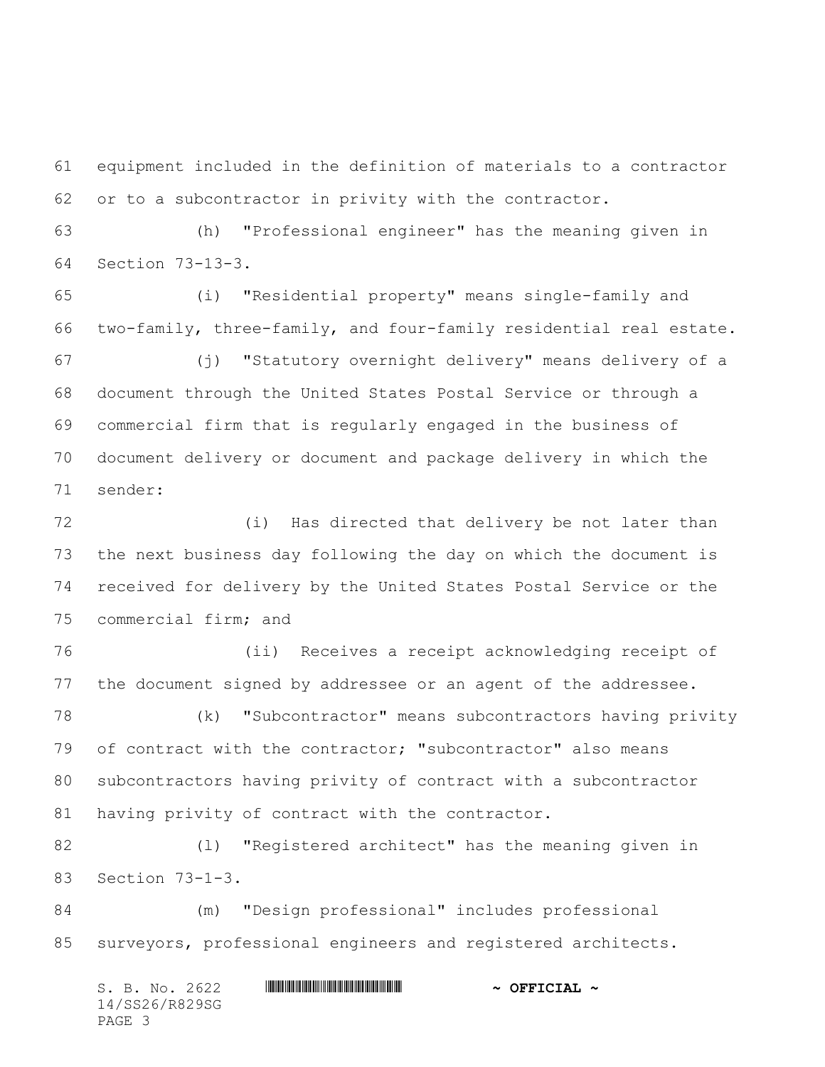equipment included in the definition of materials to a contractor or to a subcontractor in privity with the contractor.

(h) "Professional engineer" has the meaning given in Section 73-13-3.

(i) "Residential property" means single-family and two-family, three-family, and four-family residential real estate.

(j) "Statutory overnight delivery" means delivery of a document through the United States Postal Service or through a commercial firm that is regularly engaged in the business of document delivery or document and package delivery in which the sender:

(i) Has directed that delivery be not later than the next business day following the day on which the document is received for delivery by the United States Postal Service or the commercial firm; and

(ii) Receives a receipt acknowledging receipt of the document signed by addressee or an agent of the addressee.

(k) "Subcontractor" means subcontractors having privity of contract with the contractor; "subcontractor" also means subcontractors having privity of contract with a subcontractor having privity of contract with the contractor.

(l) "Registered architect" has the meaning given in Section 73-1-3.

(m) "Design professional" includes professional surveyors, professional engineers and registered architects.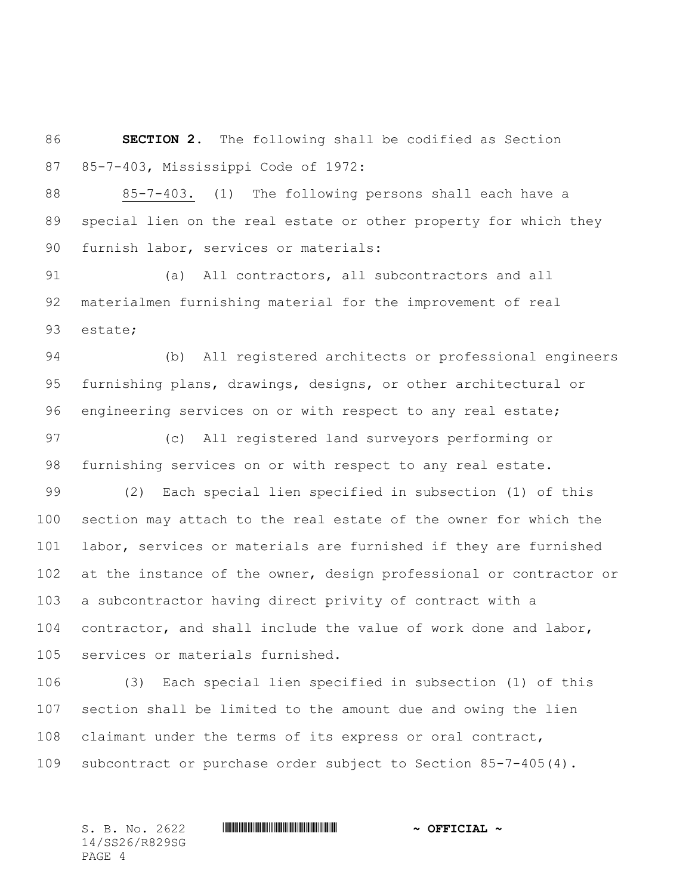**SECTION 2.** The following shall be codified as Section 85-7-403, Mississippi Code of 1972:

85-7-403. (1) The following persons shall each have a special lien on the real estate or other property for which they furnish labor, services or materials:

(a) All contractors, all subcontractors and all materialmen furnishing material for the improvement of real estate;

(b) All registered architects or professional engineers furnishing plans, drawings, designs, or other architectural or engineering services on or with respect to any real estate;

(c) All registered land surveyors performing or furnishing services on or with respect to any real estate.

(2) Each special lien specified in subsection (1) of this section may attach to the real estate of the owner for which the labor, services or materials are furnished if they are furnished at the instance of the owner, design professional or contractor or a subcontractor having direct privity of contract with a contractor, and shall include the value of work done and labor, services or materials furnished.

(3) Each special lien specified in subsection (1) of this section shall be limited to the amount due and owing the lien claimant under the terms of its express or oral contract, subcontract or purchase order subject to Section 85-7-405(4).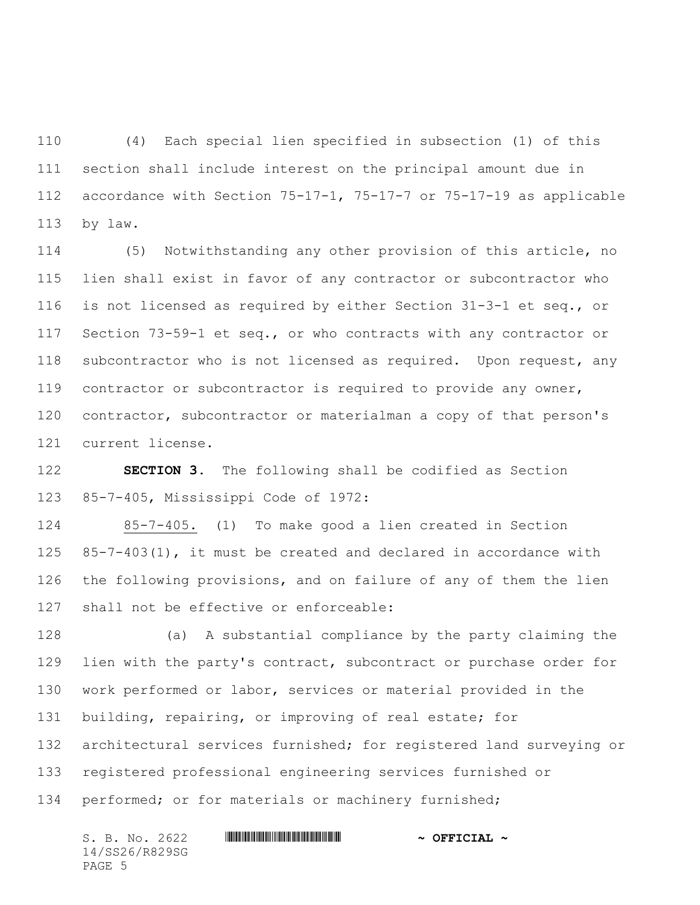(4) Each special lien specified in subsection (1) of this section shall include interest on the principal amount due in accordance with Section 75-17-1, 75-17-7 or 75-17-19 as applicable by law.

(5) Notwithstanding any other provision of this article, no lien shall exist in favor of any contractor or subcontractor who is not licensed as required by either Section 31-3-1 et seq., or Section 73-59-1 et seq., or who contracts with any contractor or subcontractor who is not licensed as required. Upon request, any contractor or subcontractor is required to provide any owner, contractor, subcontractor or materialman a copy of that person's current license.

**SECTION 3.** The following shall be codified as Section 85-7-405, Mississippi Code of 1972:

85-7-405. (1) To make good a lien created in Section 85-7-403(1), it must be created and declared in accordance with the following provisions, and on failure of any of them the lien shall not be effective or enforceable:

(a) A substantial compliance by the party claiming the lien with the party's contract, subcontract or purchase order for work performed or labor, services or material provided in the building, repairing, or improving of real estate; for architectural services furnished; for registered land surveying or registered professional engineering services furnished or performed; or for materials or machinery furnished;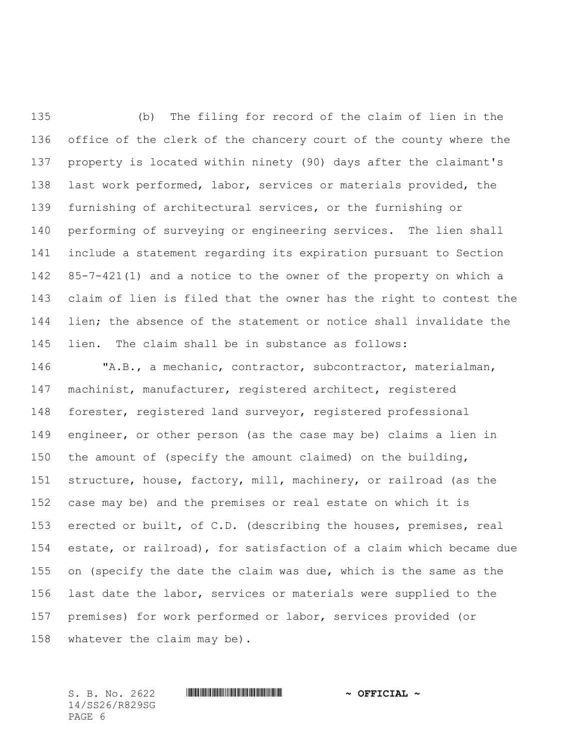(b) The filing for record of the claim of lien in the office of the clerk of the chancery court of the county where the property is located within ninety (90) days after the claimant's last work performed, labor, services or materials provided, the furnishing of architectural services, or the furnishing or performing of surveying or engineering services. The lien shall include a statement regarding its expiration pursuant to Section 85-7-421(1) and a notice to the owner of the property on which a claim of lien is filed that the owner has the right to contest the lien; the absence of the statement or notice shall invalidate the lien. The claim shall be in substance as follows:

"A.B., a mechanic, contractor, subcontractor, materialman, machinist, manufacturer, registered architect, registered forester, registered land surveyor, registered professional engineer, or other person (as the case may be) claims a lien in the amount of (specify the amount claimed) on the building, structure, house, factory, mill, machinery, or railroad (as the case may be) and the premises or real estate on which it is erected or built, of C.D. (describing the houses, premises, real estate, or railroad), for satisfaction of a claim which became due on (specify the date the claim was due, which is the same as the last date the labor, services or materials were supplied to the premises) for work performed or labor, services provided (or whatever the claim may be).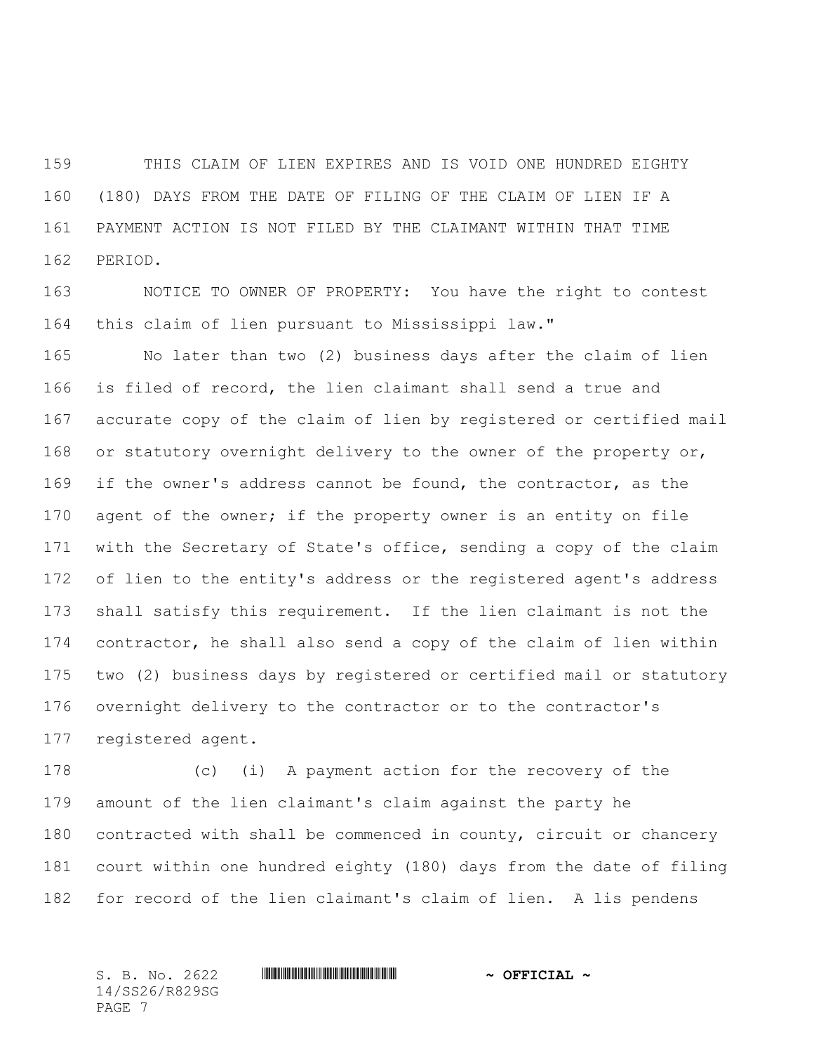THIS CLAIM OF LIEN EXPIRES AND IS VOID ONE HUNDRED EIGHTY (180) DAYS FROM THE DATE OF FILING OF THE CLAIM OF LIEN IF A PAYMENT ACTION IS NOT FILED BY THE CLAIMANT WITHIN THAT TIME PERIOD.

NOTICE TO OWNER OF PROPERTY: You have the right to contest this claim of lien pursuant to Mississippi law."

No later than two (2) business days after the claim of lien is filed of record, the lien claimant shall send a true and accurate copy of the claim of lien by registered or certified mail or statutory overnight delivery to the owner of the property or, if the owner's address cannot be found, the contractor, as the agent of the owner; if the property owner is an entity on file with the Secretary of State's office, sending a copy of the claim of lien to the entity's address or the registered agent's address shall satisfy this requirement. If the lien claimant is not the contractor, he shall also send a copy of the claim of lien within two (2) business days by registered or certified mail or statutory overnight delivery to the contractor or to the contractor's registered agent.

(c) (i) A payment action for the recovery of the amount of the lien claimant's claim against the party he contracted with shall be commenced in county, circuit or chancery court within one hundred eighty (180) days from the date of filing for record of the lien claimant's claim of lien. A lis pendens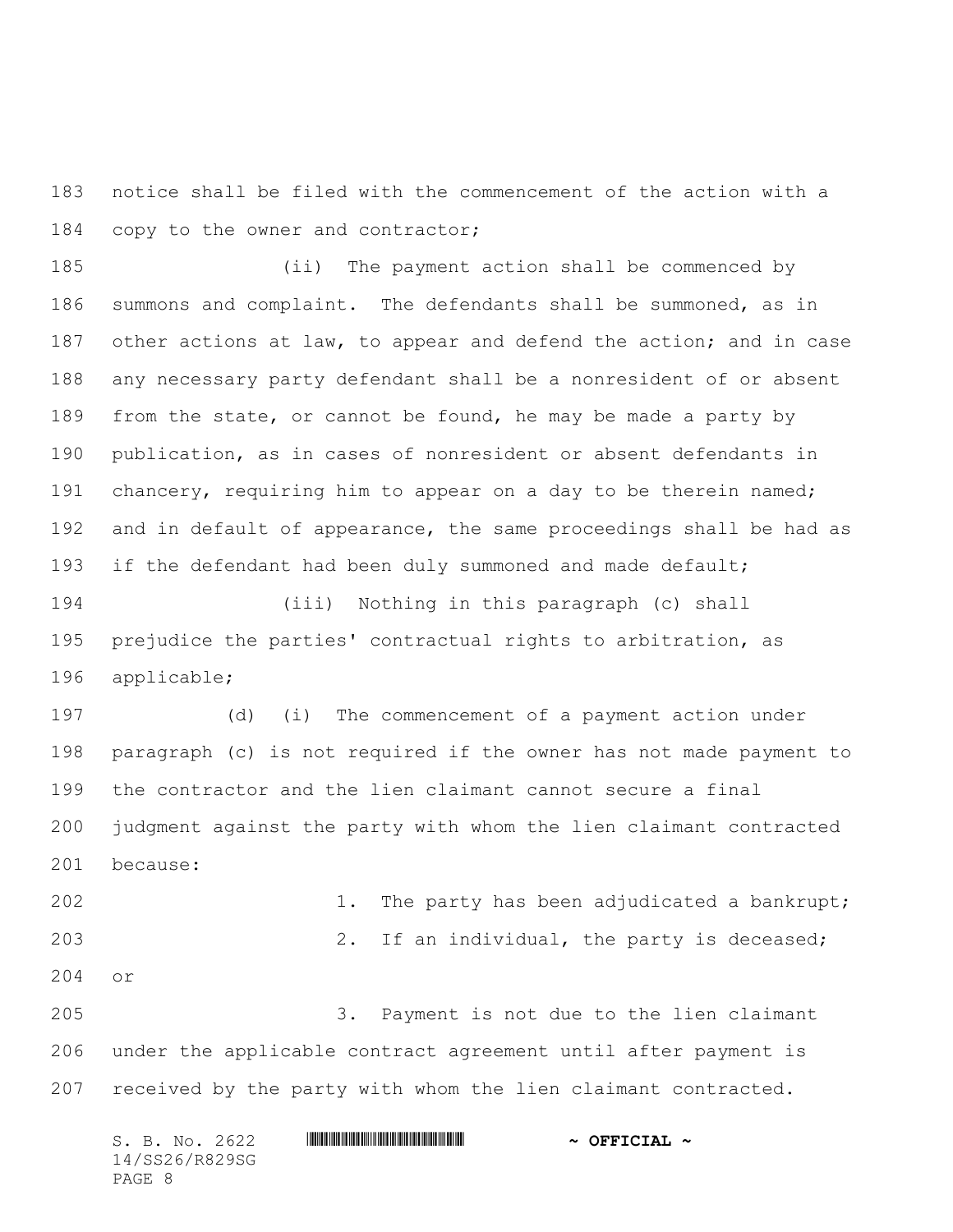notice shall be filed with the commencement of the action with a copy to the owner and contractor;

(ii) The payment action shall be commenced by summons and complaint. The defendants shall be summoned, as in other actions at law, to appear and defend the action; and in case any necessary party defendant shall be a nonresident of or absent from the state, or cannot be found, he may be made a party by publication, as in cases of nonresident or absent defendants in chancery, requiring him to appear on a day to be therein named; and in default of appearance, the same proceedings shall be had as if the defendant had been duly summoned and made default;

(iii) Nothing in this paragraph (c) shall prejudice the parties' contractual rights to arbitration, as applicable;

(d) (i) The commencement of a payment action under paragraph (c) is not required if the owner has not made payment to the contractor and the lien claimant cannot secure a final judgment against the party with whom the lien claimant contracted because:

1. The party has been adjudicated a bankrupt;

2. If an individual, the party is deceased; or

3. Payment is not due to the lien claimant under the applicable contract agreement until after payment is received by the party with whom the lien claimant contracted.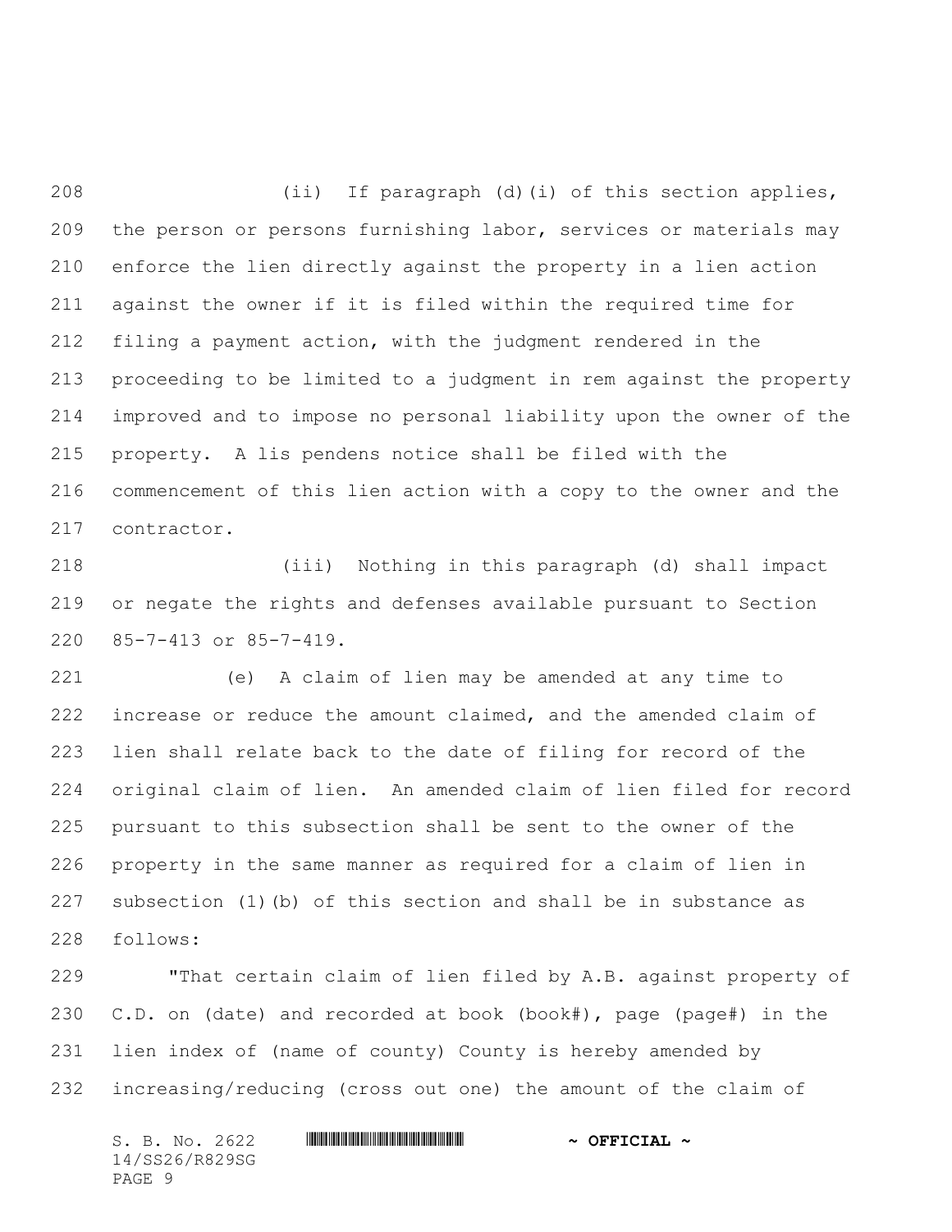(ii) If paragraph (d)(i) of this section applies, the person or persons furnishing labor, services or materials may enforce the lien directly against the property in a lien action against the owner if it is filed within the required time for filing a payment action, with the judgment rendered in the proceeding to be limited to a judgment in rem against the property improved and to impose no personal liability upon the owner of the property. A lis pendens notice shall be filed with the commencement of this lien action with a copy to the owner and the contractor.

(iii) Nothing in this paragraph (d) shall impact or negate the rights and defenses available pursuant to Section 85-7-413 or 85-7-419.

(e) A claim of lien may be amended at any time to increase or reduce the amount claimed, and the amended claim of lien shall relate back to the date of filing for record of the original claim of lien. An amended claim of lien filed for record pursuant to this subsection shall be sent to the owner of the property in the same manner as required for a claim of lien in subsection (1)(b) of this section and shall be in substance as follows:

"That certain claim of lien filed by A.B. against property of C.D. on (date) and recorded at book (book#), page (page#) in the lien index of (name of county) County is hereby amended by increasing/reducing (cross out one) the amount of the claim of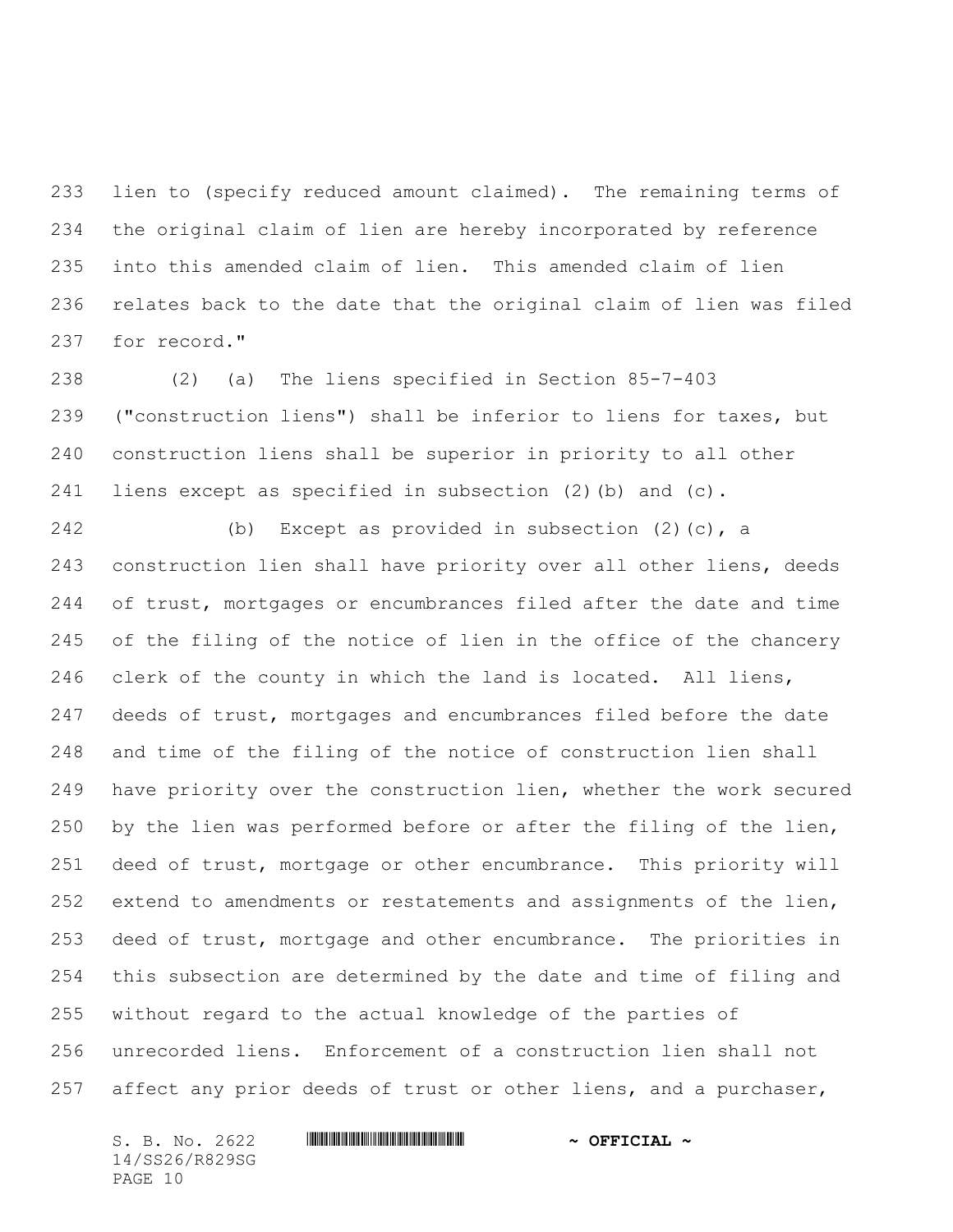lien to (specify reduced amount claimed). The remaining terms of the original claim of lien are hereby incorporated by reference into this amended claim of lien. This amended claim of lien relates back to the date that the original claim of lien was filed for record."

(2) (a) The liens specified in Section 85-7-403 ("construction liens") shall be inferior to liens for taxes, but construction liens shall be superior in priority to all other liens except as specified in subsection (2)(b) and (c).

(b) Except as provided in subsection (2)(c), a construction lien shall have priority over all other liens, deeds of trust, mortgages or encumbrances filed after the date and time of the filing of the notice of lien in the office of the chancery clerk of the county in which the land is located. All liens, deeds of trust, mortgages and encumbrances filed before the date and time of the filing of the notice of construction lien shall have priority over the construction lien, whether the work secured by the lien was performed before or after the filing of the lien, deed of trust, mortgage or other encumbrance. This priority will extend to amendments or restatements and assignments of the lien, deed of trust, mortgage and other encumbrance. The priorities in this subsection are determined by the date and time of filing and without regard to the actual knowledge of the parties of unrecorded liens. Enforcement of a construction lien shall not affect any prior deeds of trust or other liens, and a purchaser,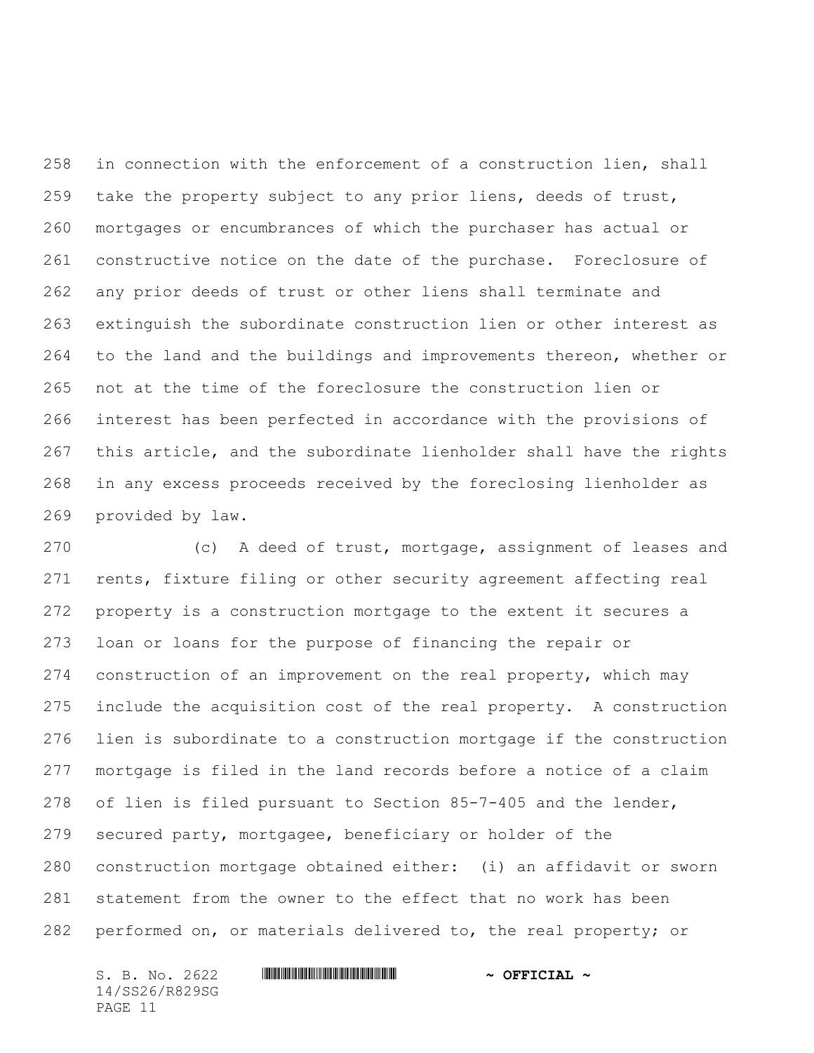in connection with the enforcement of a construction lien, shall take the property subject to any prior liens, deeds of trust, mortgages or encumbrances of which the purchaser has actual or constructive notice on the date of the purchase. Foreclosure of any prior deeds of trust or other liens shall terminate and extinguish the subordinate construction lien or other interest as to the land and the buildings and improvements thereon, whether or not at the time of the foreclosure the construction lien or interest has been perfected in accordance with the provisions of this article, and the subordinate lienholder shall have the rights in any excess proceeds received by the foreclosing lienholder as provided by law.

(c) A deed of trust, mortgage, assignment of leases and rents, fixture filing or other security agreement affecting real property is a construction mortgage to the extent it secures a loan or loans for the purpose of financing the repair or construction of an improvement on the real property, which may include the acquisition cost of the real property. A construction lien is subordinate to a construction mortgage if the construction mortgage is filed in the land records before a notice of a claim of lien is filed pursuant to Section 85-7-405 and the lender, secured party, mortgagee, beneficiary or holder of the construction mortgage obtained either: (i) an affidavit or sworn statement from the owner to the effect that no work has been performed on, or materials delivered to, the real property; or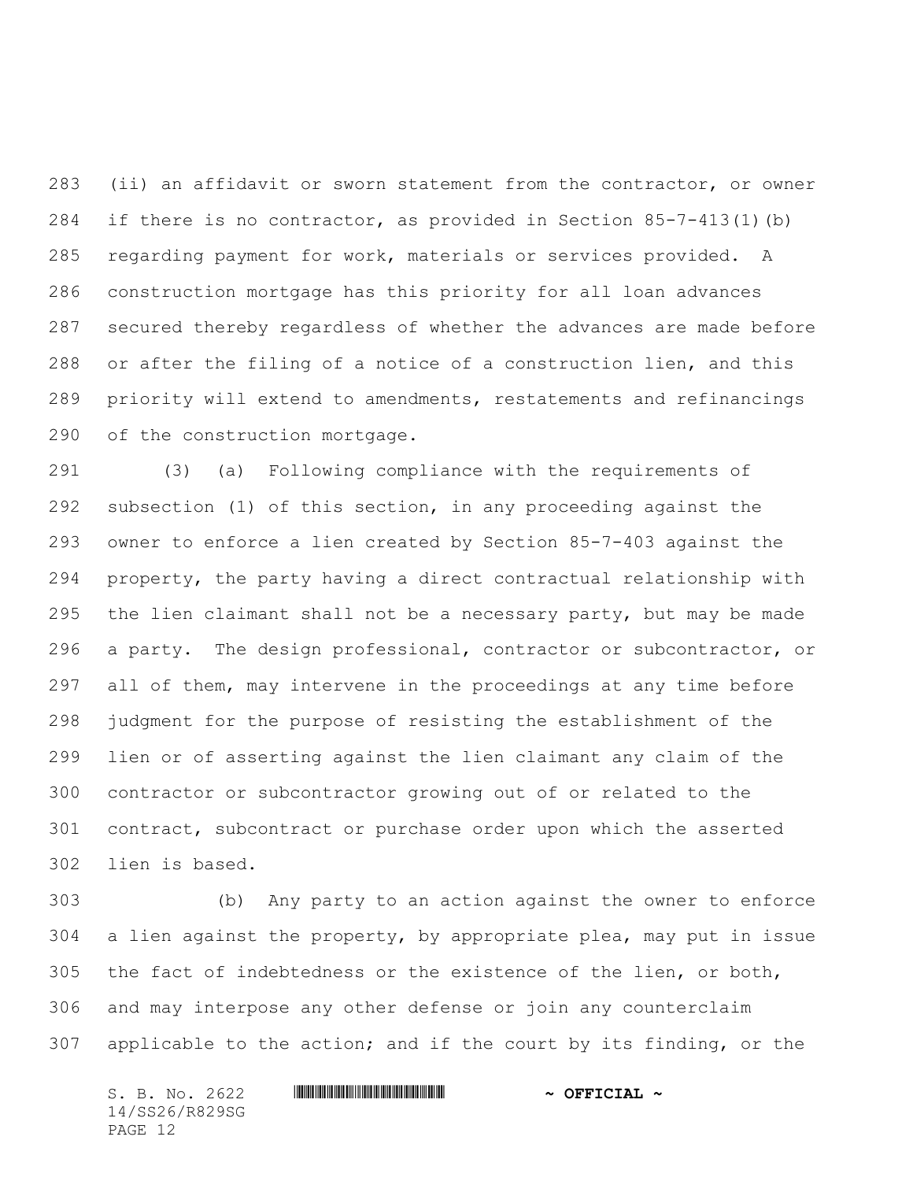(ii) an affidavit or sworn statement from the contractor, or owner if there is no contractor, as provided in Section 85-7-413(1)(b) regarding payment for work, materials or services provided. A construction mortgage has this priority for all loan advances secured thereby regardless of whether the advances are made before or after the filing of a notice of a construction lien, and this priority will extend to amendments, restatements and refinancings of the construction mortgage.

(3) (a) Following compliance with the requirements of subsection (1) of this section, in any proceeding against the owner to enforce a lien created by Section 85-7-403 against the property, the party having a direct contractual relationship with the lien claimant shall not be a necessary party, but may be made a party. The design professional, contractor or subcontractor, or all of them, may intervene in the proceedings at any time before judgment for the purpose of resisting the establishment of the lien or of asserting against the lien claimant any claim of the contractor or subcontractor growing out of or related to the contract, subcontract or purchase order upon which the asserted lien is based.

(b) Any party to an action against the owner to enforce a lien against the property, by appropriate plea, may put in issue the fact of indebtedness or the existence of the lien, or both, and may interpose any other defense or join any counterclaim applicable to the action; and if the court by its finding, or the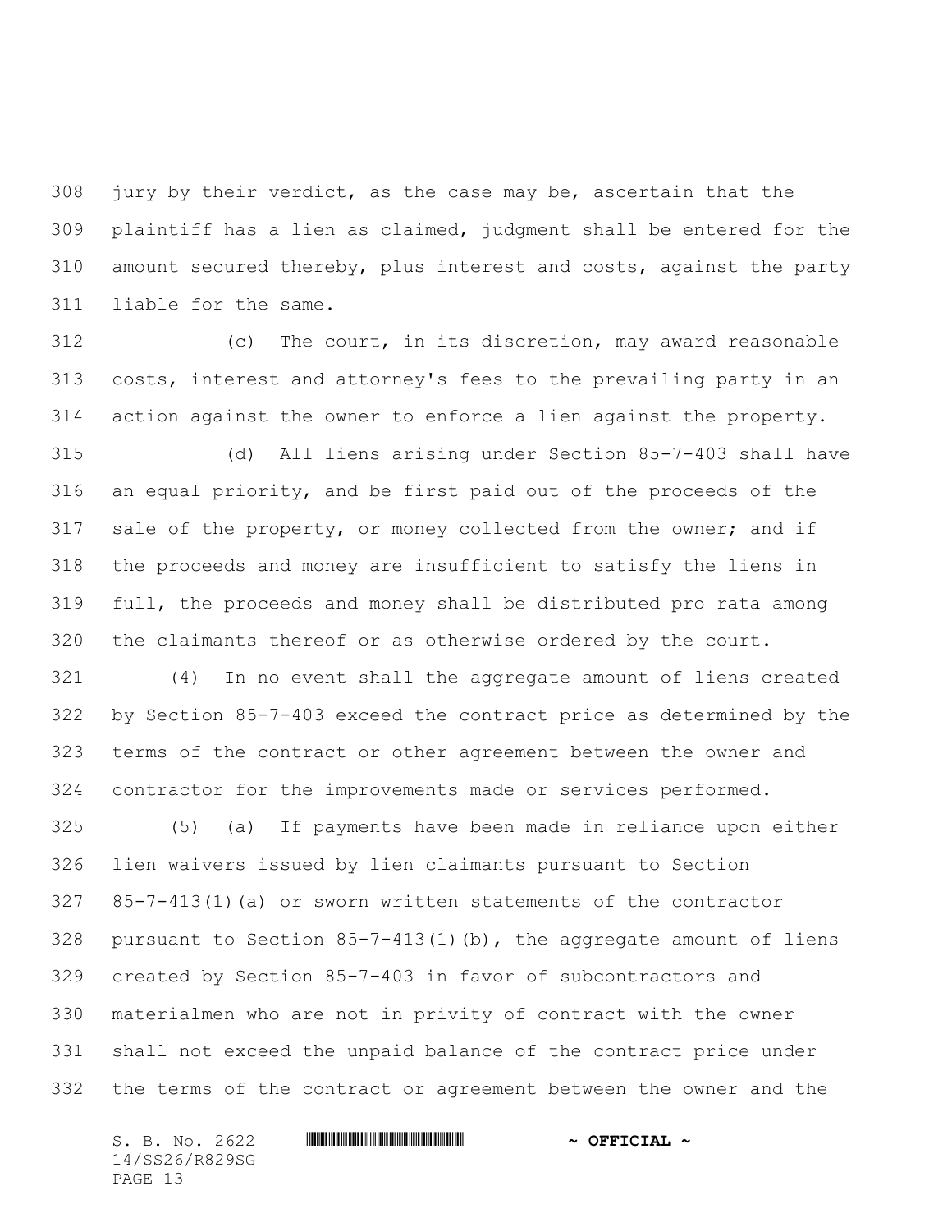jury by their verdict, as the case may be, ascertain that the plaintiff has a lien as claimed, judgment shall be entered for the amount secured thereby, plus interest and costs, against the party liable for the same.

(c) The court, in its discretion, may award reasonable costs, interest and attorney's fees to the prevailing party in an action against the owner to enforce a lien against the property.

(d) All liens arising under Section 85-7-403 shall have an equal priority, and be first paid out of the proceeds of the sale of the property, or money collected from the owner; and if the proceeds and money are insufficient to satisfy the liens in full, the proceeds and money shall be distributed pro rata among the claimants thereof or as otherwise ordered by the court.

(4) In no event shall the aggregate amount of liens created by Section 85-7-403 exceed the contract price as determined by the terms of the contract or other agreement between the owner and contractor for the improvements made or services performed.

(5) (a) If payments have been made in reliance upon either lien waivers issued by lien claimants pursuant to Section 85-7-413(1)(a) or sworn written statements of the contractor pursuant to Section 85-7-413(1)(b), the aggregate amount of liens created by Section 85-7-403 in favor of subcontractors and materialmen who are not in privity of contract with the owner shall not exceed the unpaid balance of the contract price under the terms of the contract or agreement between the owner and the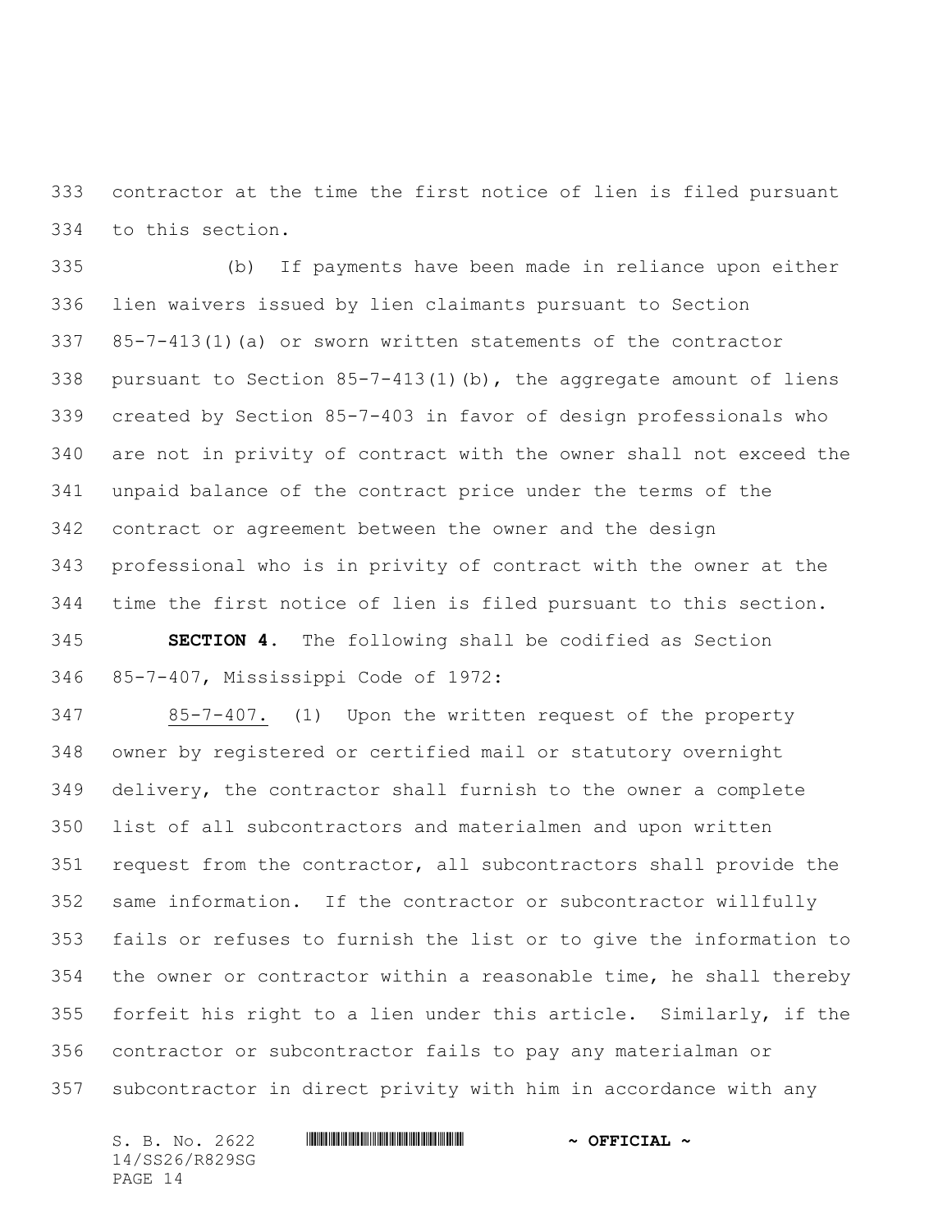contractor at the time the first notice of lien is filed pursuant to this section.

(b) If payments have been made in reliance upon either lien waivers issued by lien claimants pursuant to Section 85-7-413(1)(a) or sworn written statements of the contractor pursuant to Section 85-7-413(1)(b), the aggregate amount of liens created by Section 85-7-403 in favor of design professionals who are not in privity of contract with the owner shall not exceed the unpaid balance of the contract price under the terms of the contract or agreement between the owner and the design professional who is in privity of contract with the owner at the time the first notice of lien is filed pursuant to this section.

**SECTION 4.** The following shall be codified as Section 85-7-407, Mississippi Code of 1972:

85-7-407. (1) Upon the written request of the property owner by registered or certified mail or statutory overnight delivery, the contractor shall furnish to the owner a complete list of all subcontractors and materialmen and upon written request from the contractor, all subcontractors shall provide the same information. If the contractor or subcontractor willfully fails or refuses to furnish the list or to give the information to the owner or contractor within a reasonable time, he shall thereby forfeit his right to a lien under this article. Similarly, if the contractor or subcontractor fails to pay any materialman or subcontractor in direct privity with him in accordance with any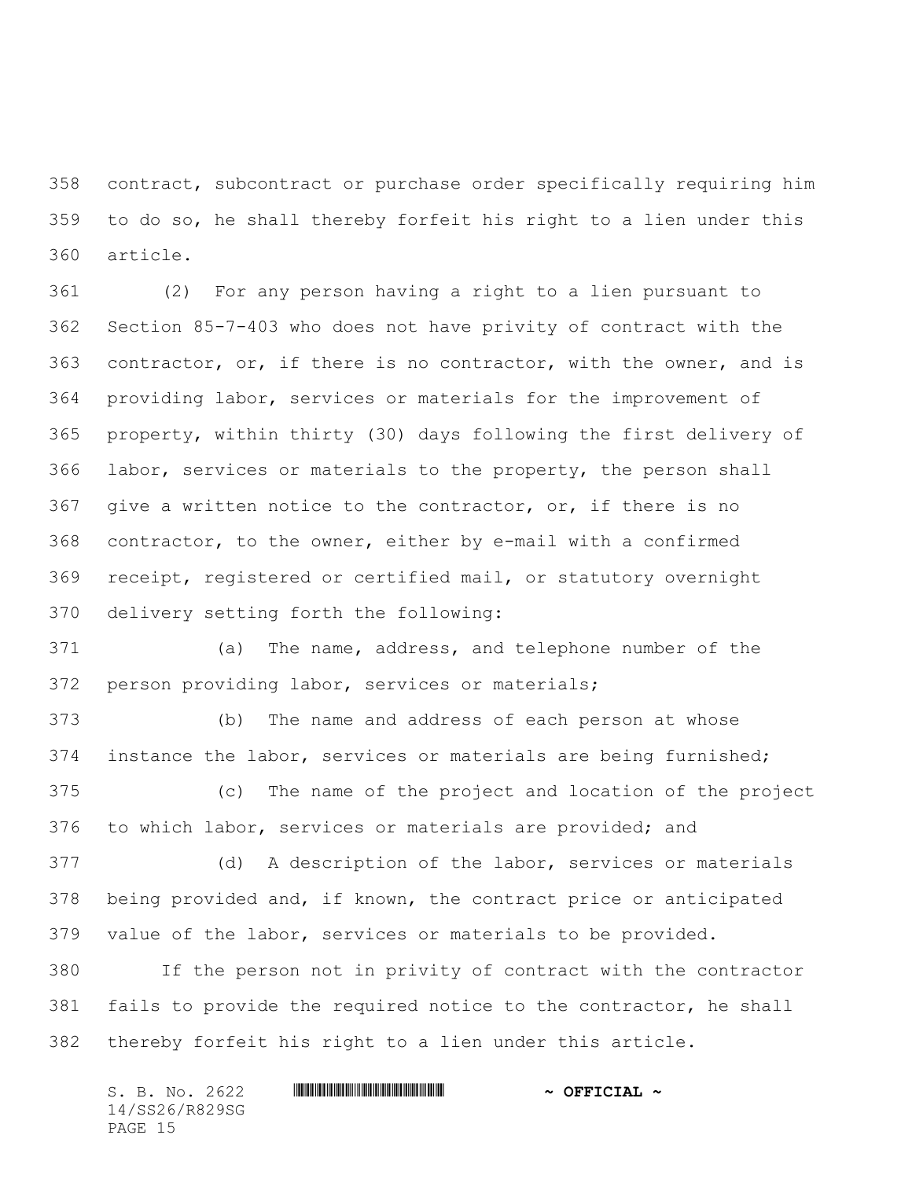contract, subcontract or purchase order specifically requiring him to do so, he shall thereby forfeit his right to a lien under this article.

(2) For any person having a right to a lien pursuant to Section 85-7-403 who does not have privity of contract with the contractor, or, if there is no contractor, with the owner, and is providing labor, services or materials for the improvement of property, within thirty (30) days following the first delivery of labor, services or materials to the property, the person shall give a written notice to the contractor, or, if there is no contractor, to the owner, either by e-mail with a confirmed receipt, registered or certified mail, or statutory overnight delivery setting forth the following:

(a) The name, address, and telephone number of the person providing labor, services or materials;

(b) The name and address of each person at whose instance the labor, services or materials are being furnished;

(c) The name of the project and location of the project to which labor, services or materials are provided; and

(d) A description of the labor, services or materials being provided and, if known, the contract price or anticipated value of the labor, services or materials to be provided.

If the person not in privity of contract with the contractor fails to provide the required notice to the contractor, he shall thereby forfeit his right to a lien under this article.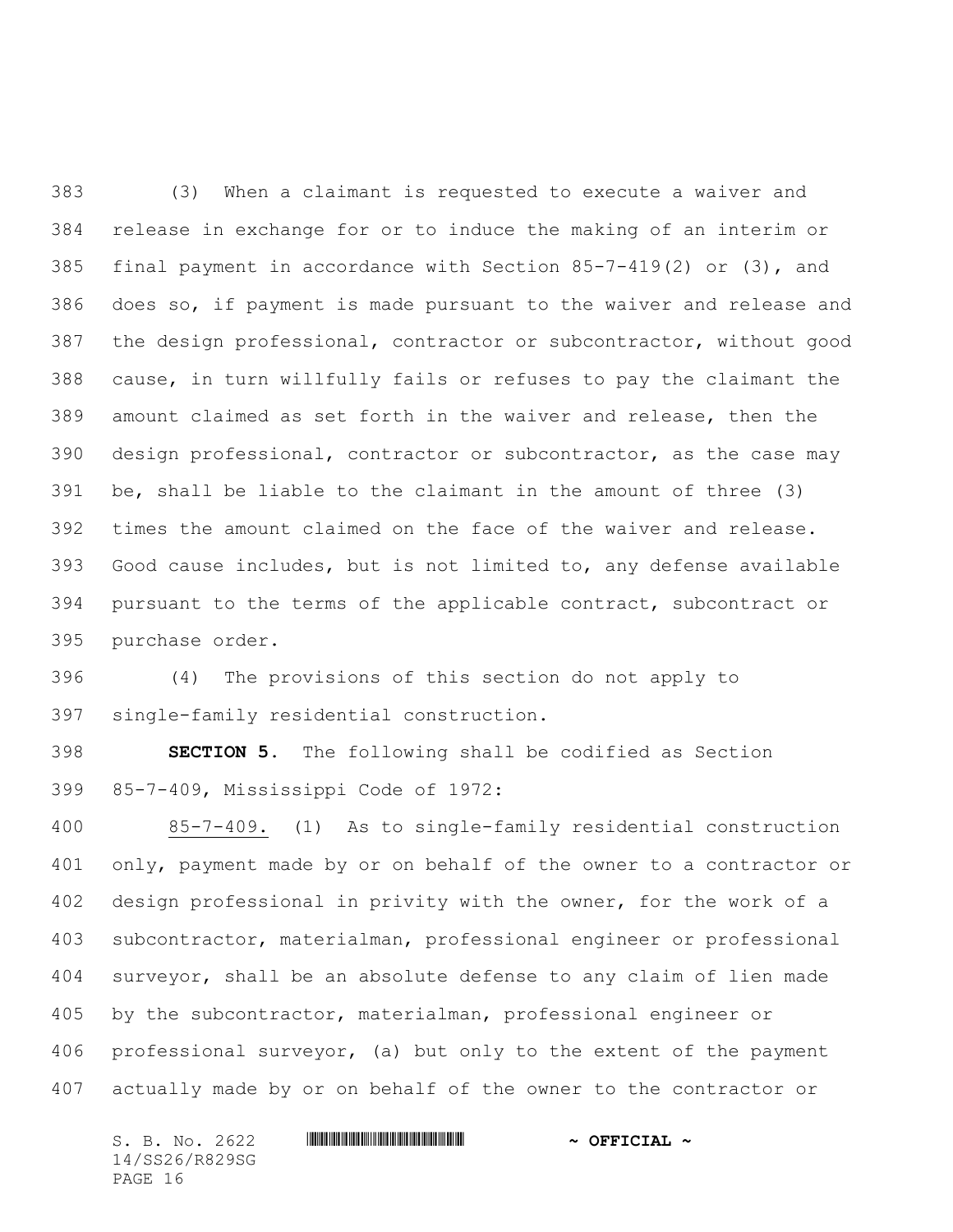(3) When a claimant is requested to execute a waiver and release in exchange for or to induce the making of an interim or final payment in accordance with Section 85-7-419(2) or (3), and does so, if payment is made pursuant to the waiver and release and the design professional, contractor or subcontractor, without good cause, in turn willfully fails or refuses to pay the claimant the amount claimed as set forth in the waiver and release, then the design professional, contractor or subcontractor, as the case may be, shall be liable to the claimant in the amount of three (3) times the amount claimed on the face of the waiver and release. Good cause includes, but is not limited to, any defense available pursuant to the terms of the applicable contract, subcontract or purchase order.

(4) The provisions of this section do not apply to single-family residential construction.

**SECTION 5.** The following shall be codified as Section 85-7-409, Mississippi Code of 1972:

85-7-409. (1) As to single-family residential construction only, payment made by or on behalf of the owner to a contractor or design professional in privity with the owner, for the work of a subcontractor, materialman, professional engineer or professional surveyor, shall be an absolute defense to any claim of lien made by the subcontractor, materialman, professional engineer or professional surveyor, (a) but only to the extent of the payment actually made by or on behalf of the owner to the contractor or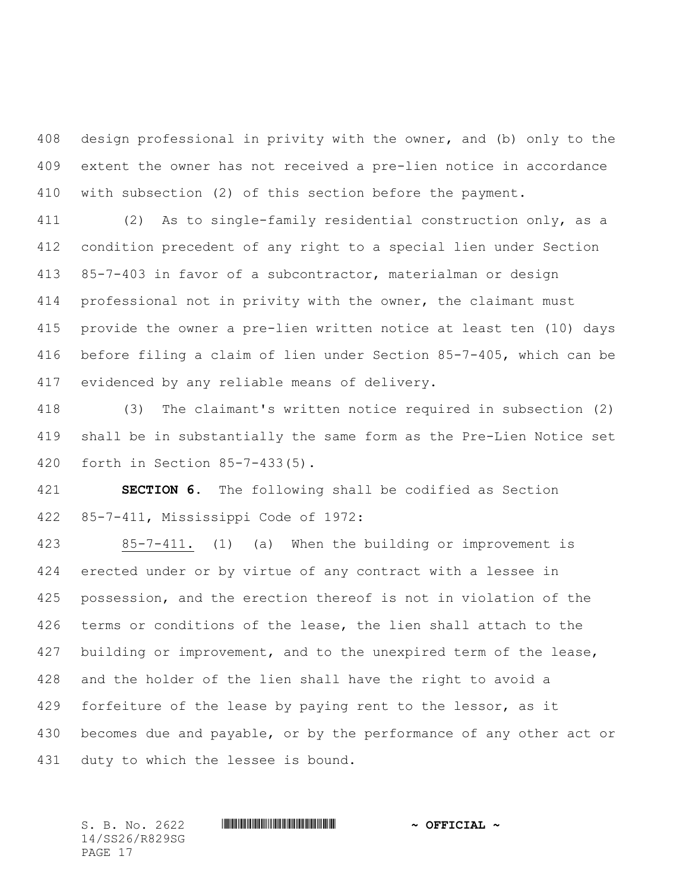design professional in privity with the owner, and (b) only to the extent the owner has not received a pre-lien notice in accordance with subsection (2) of this section before the payment.

(2) As to single-family residential construction only, as a condition precedent of any right to a special lien under Section 85-7-403 in favor of a subcontractor, materialman or design professional not in privity with the owner, the claimant must provide the owner a pre-lien written notice at least ten (10) days before filing a claim of lien under Section 85-7-405, which can be evidenced by any reliable means of delivery.

(3) The claimant's written notice required in subsection (2) shall be in substantially the same form as the Pre-Lien Notice set forth in Section 85-7-433(5).

**SECTION 6.** The following shall be codified as Section 85-7-411, Mississippi Code of 1972:

85-7-411. (1) (a) When the building or improvement is erected under or by virtue of any contract with a lessee in possession, and the erection thereof is not in violation of the terms or conditions of the lease, the lien shall attach to the building or improvement, and to the unexpired term of the lease, and the holder of the lien shall have the right to avoid a forfeiture of the lease by paying rent to the lessor, as it becomes due and payable, or by the performance of any other act or duty to which the lessee is bound.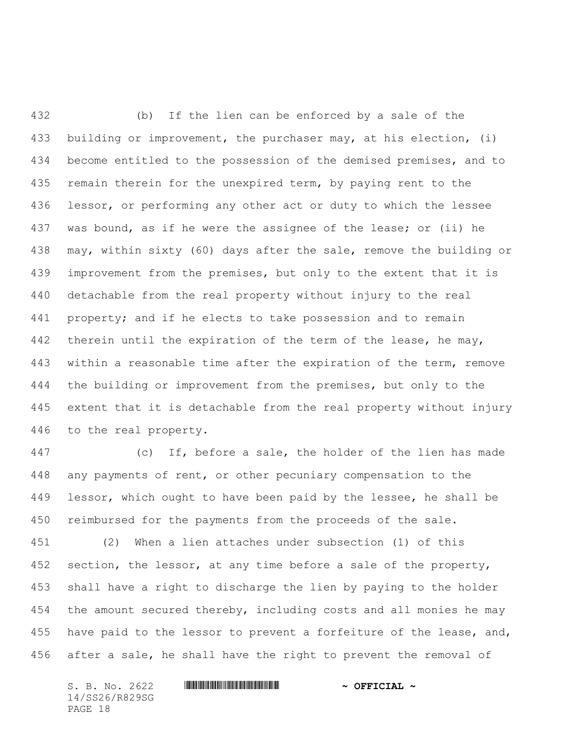(b) If the lien can be enforced by a sale of the building or improvement, the purchaser may, at his election, (i) become entitled to the possession of the demised premises, and to remain therein for the unexpired term, by paying rent to the lessor, or performing any other act or duty to which the lessee was bound, as if he were the assignee of the lease; or (ii) he may, within sixty (60) days after the sale, remove the building or improvement from the premises, but only to the extent that it is detachable from the real property without injury to the real property; and if he elects to take possession and to remain therein until the expiration of the term of the lease, he may, within a reasonable time after the expiration of the term, remove the building or improvement from the premises, but only to the extent that it is detachable from the real property without injury to the real property.

(c) If, before a sale, the holder of the lien has made any payments of rent, or other pecuniary compensation to the lessor, which ought to have been paid by the lessee, he shall be reimbursed for the payments from the proceeds of the sale.

(2) When a lien attaches under subsection (1) of this section, the lessor, at any time before a sale of the property, shall have a right to discharge the lien by paying to the holder the amount secured thereby, including costs and all monies he may have paid to the lessor to prevent a forfeiture of the lease, and, after a sale, he shall have the right to prevent the removal of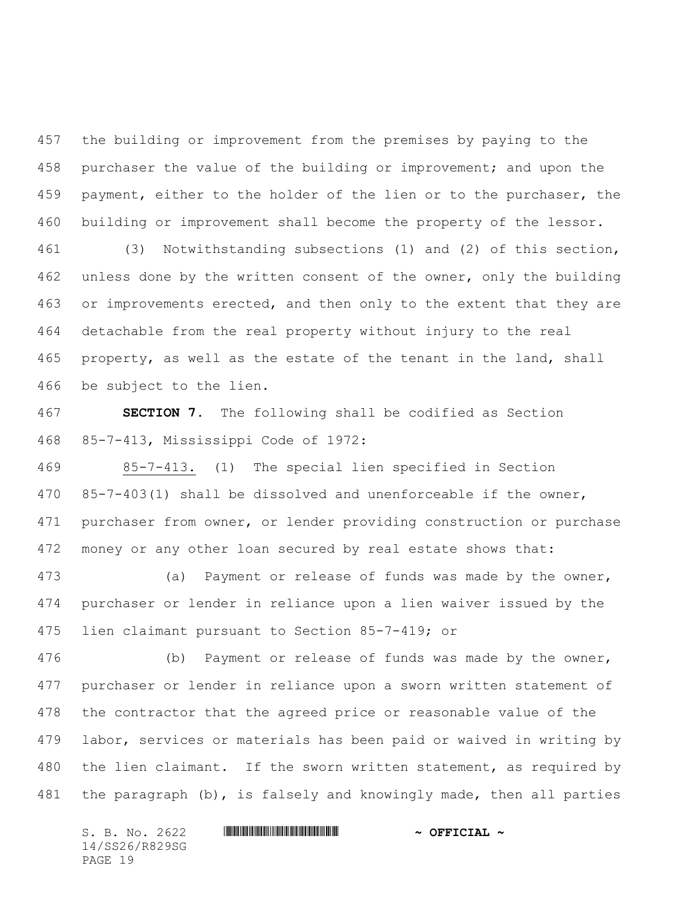the building or improvement from the premises by paying to the purchaser the value of the building or improvement; and upon the payment, either to the holder of the lien or to the purchaser, the building or improvement shall become the property of the lessor.

(3) Notwithstanding subsections (1) and (2) of this section, unless done by the written consent of the owner, only the building or improvements erected, and then only to the extent that they are detachable from the real property without injury to the real property, as well as the estate of the tenant in the land, shall be subject to the lien.

**SECTION 7.** The following shall be codified as Section 85-7-413, Mississippi Code of 1972:

85-7-413. (1) The special lien specified in Section 85-7-403(1) shall be dissolved and unenforceable if the owner, purchaser from owner, or lender providing construction or purchase money or any other loan secured by real estate shows that:

(a) Payment or release of funds was made by the owner, purchaser or lender in reliance upon a lien waiver issued by the lien claimant pursuant to Section 85-7-419; or

(b) Payment or release of funds was made by the owner, purchaser or lender in reliance upon a sworn written statement of the contractor that the agreed price or reasonable value of the labor, services or materials has been paid or waived in writing by the lien claimant. If the sworn written statement, as required by the paragraph (b), is falsely and knowingly made, then all parties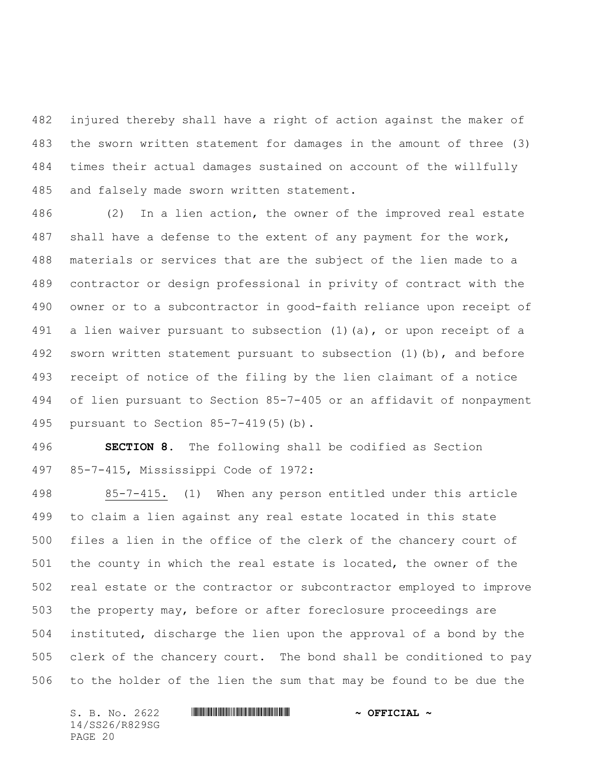injured thereby shall have a right of action against the maker of the sworn written statement for damages in the amount of three (3) times their actual damages sustained on account of the willfully and falsely made sworn written statement.

(2) In a lien action, the owner of the improved real estate shall have a defense to the extent of any payment for the work, materials or services that are the subject of the lien made to a contractor or design professional in privity of contract with the owner or to a subcontractor in good-faith reliance upon receipt of a lien waiver pursuant to subsection (1)(a), or upon receipt of a sworn written statement pursuant to subsection (1)(b), and before receipt of notice of the filing by the lien claimant of a notice of lien pursuant to Section 85-7-405 or an affidavit of nonpayment pursuant to Section 85-7-419(5)(b).

**SECTION 8.** The following shall be codified as Section 85-7-415, Mississippi Code of 1972:

85-7-415. (1) When any person entitled under this article to claim a lien against any real estate located in this state files a lien in the office of the clerk of the chancery court of the county in which the real estate is located, the owner of the real estate or the contractor or subcontractor employed to improve the property may, before or after foreclosure proceedings are instituted, discharge the lien upon the approval of a bond by the clerk of the chancery court. The bond shall be conditioned to pay to the holder of the lien the sum that may be found to be due the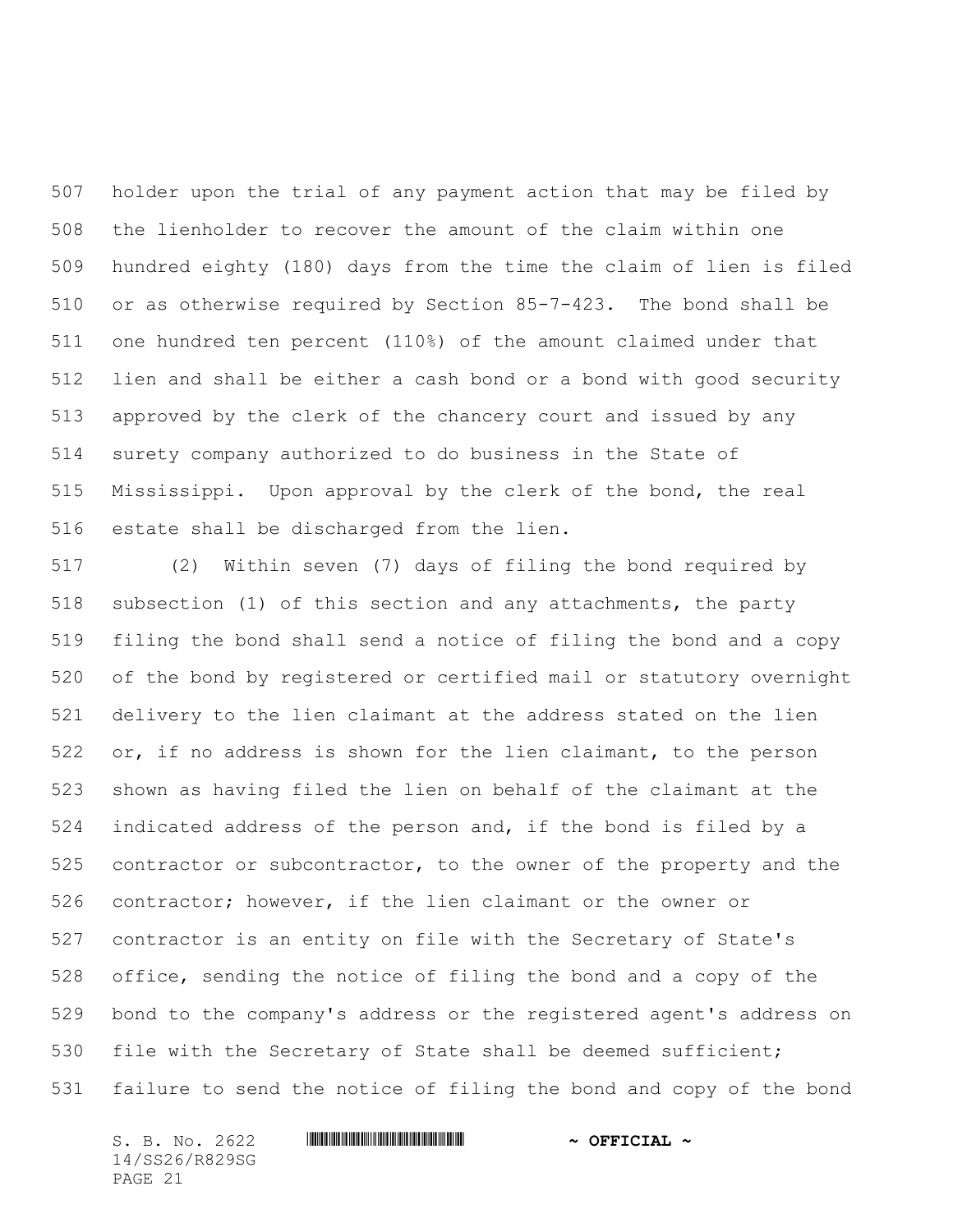holder upon the trial of any payment action that may be filed by the lienholder to recover the amount of the claim within one hundred eighty (180) days from the time the claim of lien is filed or as otherwise required by Section 85-7-423. The bond shall be one hundred ten percent (110%) of the amount claimed under that lien and shall be either a cash bond or a bond with good security approved by the clerk of the chancery court and issued by any surety company authorized to do business in the State of Mississippi. Upon approval by the clerk of the bond, the real estate shall be discharged from the lien.

(2) Within seven (7) days of filing the bond required by subsection (1) of this section and any attachments, the party filing the bond shall send a notice of filing the bond and a copy of the bond by registered or certified mail or statutory overnight delivery to the lien claimant at the address stated on the lien or, if no address is shown for the lien claimant, to the person shown as having filed the lien on behalf of the claimant at the indicated address of the person and, if the bond is filed by a contractor or subcontractor, to the owner of the property and the contractor; however, if the lien claimant or the owner or contractor is an entity on file with the Secretary of State's office, sending the notice of filing the bond and a copy of the bond to the company's address or the registered agent's address on file with the Secretary of State shall be deemed sufficient; failure to send the notice of filing the bond and copy of the bond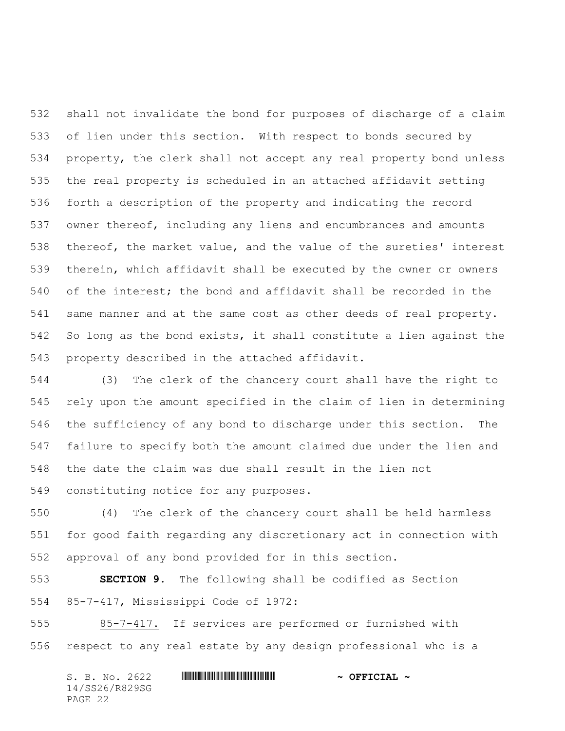shall not invalidate the bond for purposes of discharge of a claim of lien under this section. With respect to bonds secured by property, the clerk shall not accept any real property bond unless the real property is scheduled in an attached affidavit setting forth a description of the property and indicating the record owner thereof, including any liens and encumbrances and amounts thereof, the market value, and the value of the sureties' interest therein, which affidavit shall be executed by the owner or owners of the interest; the bond and affidavit shall be recorded in the same manner and at the same cost as other deeds of real property. So long as the bond exists, it shall constitute a lien against the property described in the attached affidavit.

(3) The clerk of the chancery court shall have the right to rely upon the amount specified in the claim of lien in determining the sufficiency of any bond to discharge under this section. The failure to specify both the amount claimed due under the lien and the date the claim was due shall result in the lien not constituting notice for any purposes.

(4) The clerk of the chancery court shall be held harmless for good faith regarding any discretionary act in connection with approval of any bond provided for in this section.

**SECTION 9.** The following shall be codified as Section 85-7-417, Mississippi Code of 1972:

85-7-417. If services are performed or furnished with respect to any real estate by any design professional who is a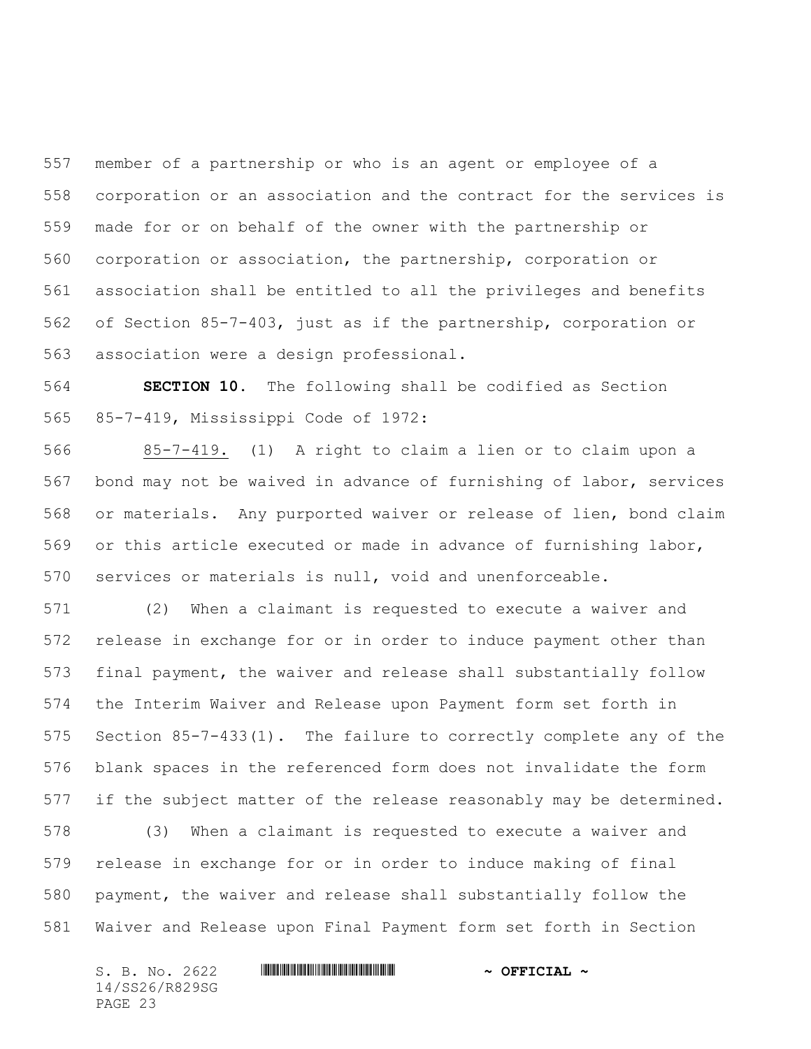member of a partnership or who is an agent or employee of a corporation or an association and the contract for the services is made for or on behalf of the owner with the partnership or corporation or association, the partnership, corporation or association shall be entitled to all the privileges and benefits of Section 85-7-403, just as if the partnership, corporation or association were a design professional.

**SECTION 10.** The following shall be codified as Section 85-7-419, Mississippi Code of 1972:

85-7-419. (1) A right to claim a lien or to claim upon a bond may not be waived in advance of furnishing of labor, services or materials. Any purported waiver or release of lien, bond claim or this article executed or made in advance of furnishing labor, services or materials is null, void and unenforceable.

(2) When a claimant is requested to execute a waiver and release in exchange for or in order to induce payment other than final payment, the waiver and release shall substantially follow the Interim Waiver and Release upon Payment form set forth in Section 85-7-433(1). The failure to correctly complete any of the blank spaces in the referenced form does not invalidate the form if the subject matter of the release reasonably may be determined.

(3) When a claimant is requested to execute a waiver and release in exchange for or in order to induce making of final payment, the waiver and release shall substantially follow the Waiver and Release upon Final Payment form set forth in Section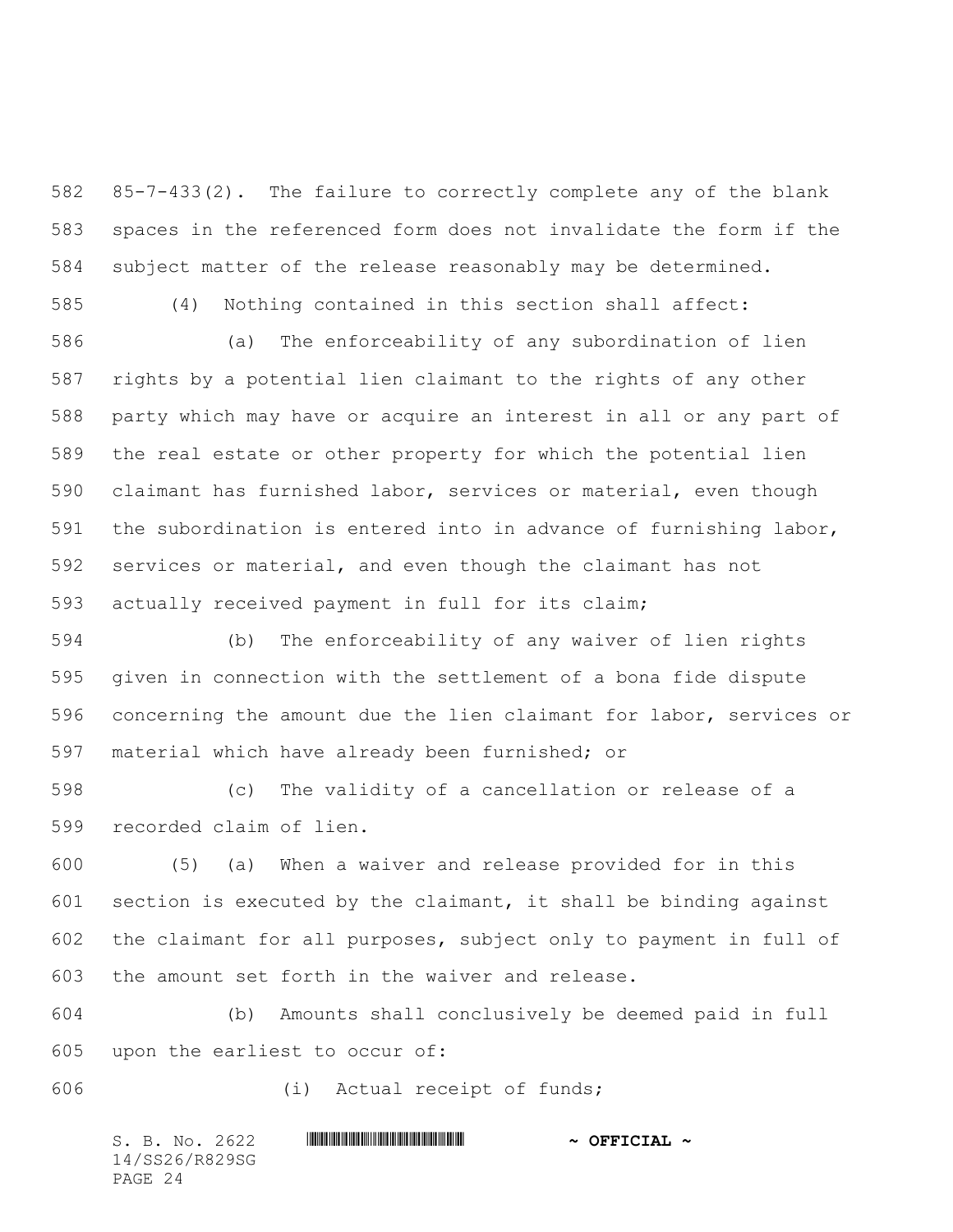85-7-433(2). The failure to correctly complete any of the blank spaces in the referenced form does not invalidate the form if the subject matter of the release reasonably may be determined.

(4) Nothing contained in this section shall affect:

(a) The enforceability of any subordination of lien rights by a potential lien claimant to the rights of any other party which may have or acquire an interest in all or any part of the real estate or other property for which the potential lien claimant has furnished labor, services or material, even though the subordination is entered into in advance of furnishing labor, services or material, and even though the claimant has not actually received payment in full for its claim;

(b) The enforceability of any waiver of lien rights given in connection with the settlement of a bona fide dispute concerning the amount due the lien claimant for labor, services or material which have already been furnished; or

(c) The validity of a cancellation or release of a recorded claim of lien.

(5) (a) When a waiver and release provided for in this section is executed by the claimant, it shall be binding against the claimant for all purposes, subject only to payment in full of the amount set forth in the waiver and release.

(b) Amounts shall conclusively be deemed paid in full upon the earliest to occur of:

(i) Actual receipt of funds;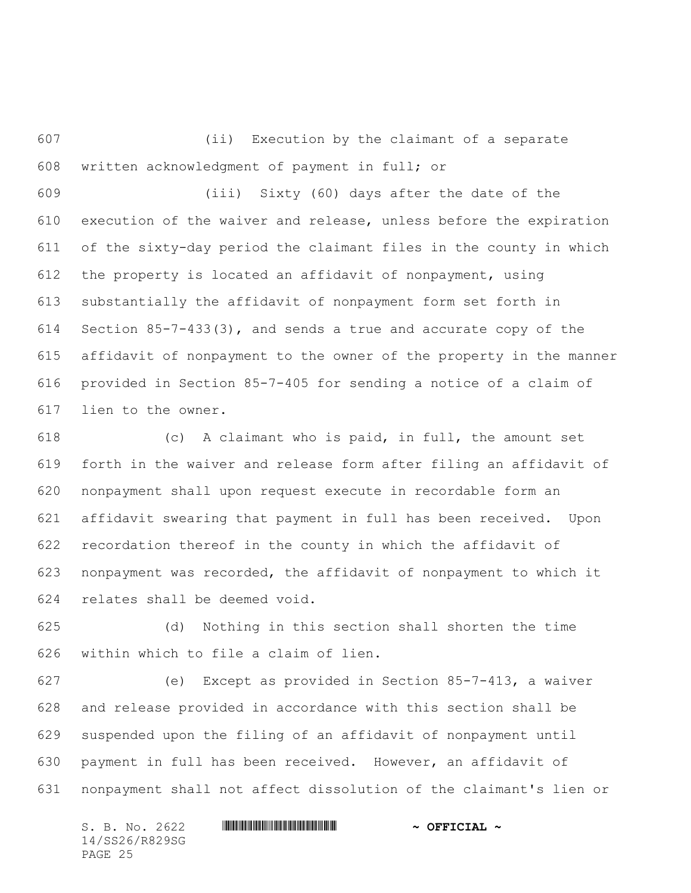(ii) Execution by the claimant of a separate written acknowledgment of payment in full; or

(iii) Sixty (60) days after the date of the execution of the waiver and release, unless before the expiration of the sixty-day period the claimant files in the county in which the property is located an affidavit of nonpayment, using substantially the affidavit of nonpayment form set forth in Section 85-7-433(3), and sends a true and accurate copy of the affidavit of nonpayment to the owner of the property in the manner provided in Section 85-7-405 for sending a notice of a claim of lien to the owner.

(c) A claimant who is paid, in full, the amount set forth in the waiver and release form after filing an affidavit of nonpayment shall upon request execute in recordable form an affidavit swearing that payment in full has been received. Upon recordation thereof in the county in which the affidavit of nonpayment was recorded, the affidavit of nonpayment to which it relates shall be deemed void.

(d) Nothing in this section shall shorten the time within which to file a claim of lien.

(e) Except as provided in Section 85-7-413, a waiver and release provided in accordance with this section shall be suspended upon the filing of an affidavit of nonpayment until payment in full has been received. However, an affidavit of nonpayment shall not affect dissolution of the claimant's lien or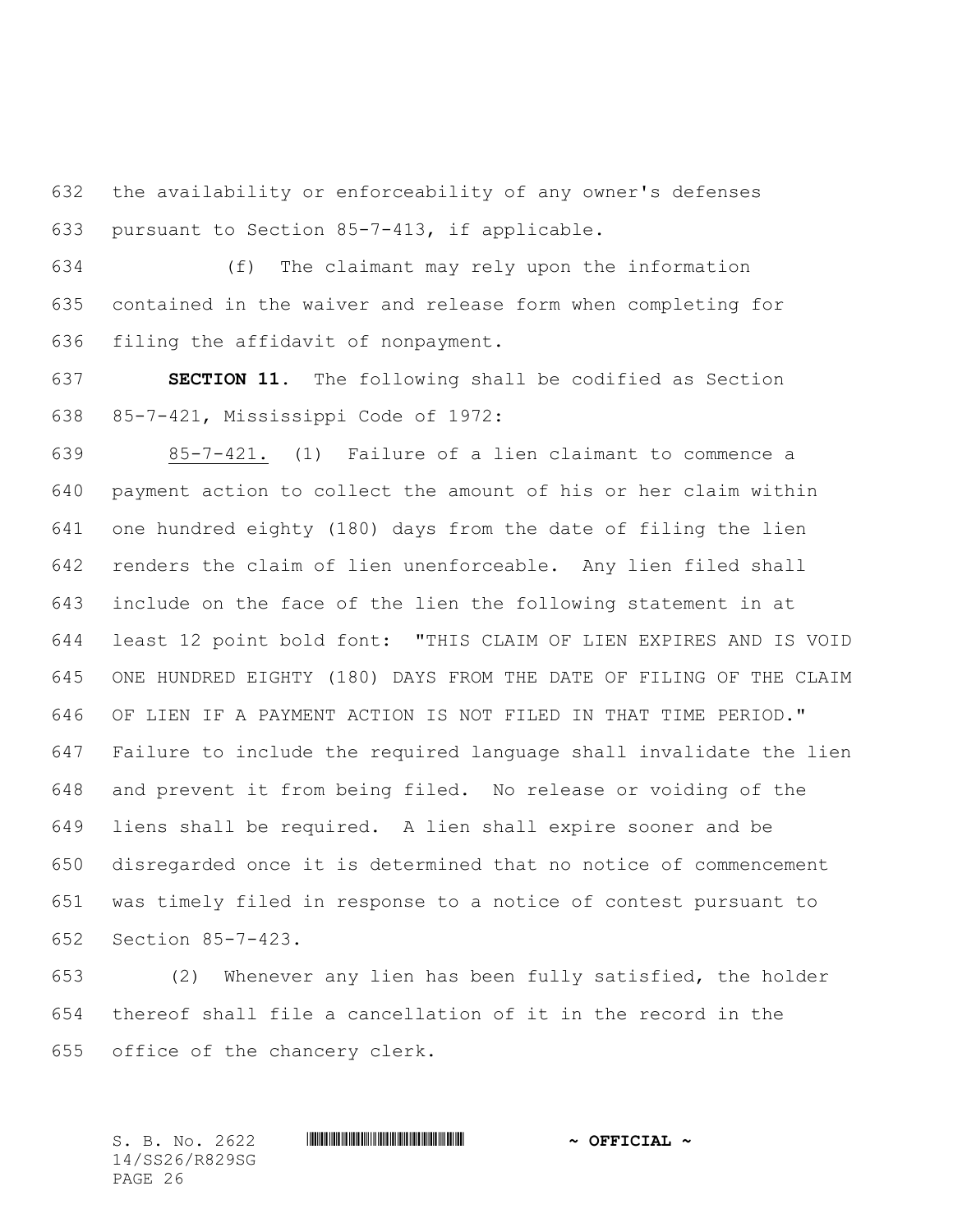the availability or enforceability of any owner's defenses pursuant to Section 85-7-413, if applicable.

(f) The claimant may rely upon the information contained in the waiver and release form when completing for filing the affidavit of nonpayment.

**SECTION 11.** The following shall be codified as Section 85-7-421, Mississippi Code of 1972:

85-7-421. (1) Failure of a lien claimant to commence a payment action to collect the amount of his or her claim within one hundred eighty (180) days from the date of filing the lien renders the claim of lien unenforceable. Any lien filed shall include on the face of the lien the following statement in at least 12 point bold font: "THIS CLAIM OF LIEN EXPIRES AND IS VOID ONE HUNDRED EIGHTY (180) DAYS FROM THE DATE OF FILING OF THE CLAIM OF LIEN IF A PAYMENT ACTION IS NOT FILED IN THAT TIME PERIOD." Failure to include the required language shall invalidate the lien and prevent it from being filed. No release or voiding of the liens shall be required. A lien shall expire sooner and be disregarded once it is determined that no notice of commencement was timely filed in response to a notice of contest pursuant to Section 85-7-423.

(2) Whenever any lien has been fully satisfied, the holder thereof shall file a cancellation of it in the record in the office of the chancery clerk.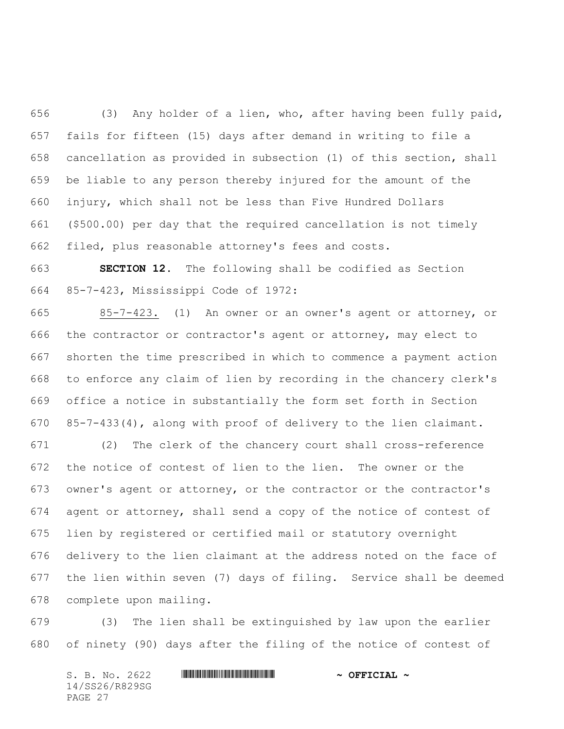(3) Any holder of a lien, who, after having been fully paid, fails for fifteen (15) days after demand in writing to file a cancellation as provided in subsection (1) of this section, shall be liable to any person thereby injured for the amount of the injury, which shall not be less than Five Hundred Dollars ($500.00) per day that the required cancellation is not timely filed, plus reasonable attorney's fees and costs.

**SECTION 12.** The following shall be codified as Section 85-7-423, Mississippi Code of 1972:

85-7-423. (1) An owner or an owner's agent or attorney, or the contractor or contractor's agent or attorney, may elect to shorten the time prescribed in which to commence a payment action to enforce any claim of lien by recording in the chancery clerk's office a notice in substantially the form set forth in Section 85-7-433(4), along with proof of delivery to the lien claimant.

(2) The clerk of the chancery court shall cross-reference the notice of contest of lien to the lien. The owner or the owner's agent or attorney, or the contractor or the contractor's agent or attorney, shall send a copy of the notice of contest of lien by registered or certified mail or statutory overnight delivery to the lien claimant at the address noted on the face of the lien within seven (7) days of filing. Service shall be deemed complete upon mailing.

(3) The lien shall be extinguished by law upon the earlier of ninety (90) days after the filing of the notice of contest of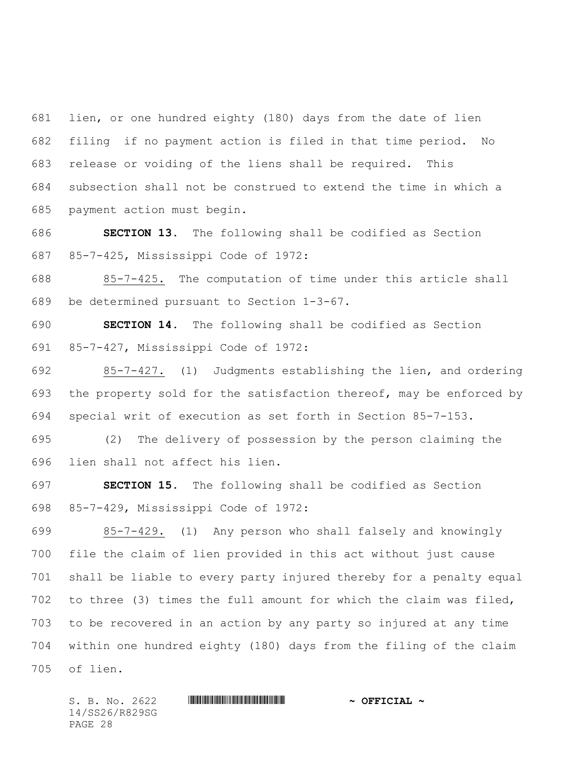lien, or one hundred eighty (180) days from the date of lien filing if no payment action is filed in that time period. No release or voiding of the liens shall be required. This subsection shall not be construed to extend the time in which a payment action must begin.

**SECTION 13.** The following shall be codified as Section 85-7-425, Mississippi Code of 1972:

85-7-425. The computation of time under this article shall be determined pursuant to Section 1-3-67.

**SECTION 14.** The following shall be codified as Section 85-7-427, Mississippi Code of 1972:

85-7-427. (1) Judgments establishing the lien, and ordering the property sold for the satisfaction thereof, may be enforced by special writ of execution as set forth in Section 85-7-153.

(2) The delivery of possession by the person claiming the lien shall not affect his lien.

**SECTION 15.** The following shall be codified as Section 85-7-429, Mississippi Code of 1972:

85-7-429. (1) Any person who shall falsely and knowingly file the claim of lien provided in this act without just cause shall be liable to every party injured thereby for a penalty equal to three (3) times the full amount for which the claim was filed, to be recovered in an action by any party so injured at any time within one hundred eighty (180) days from the filing of the claim of lien.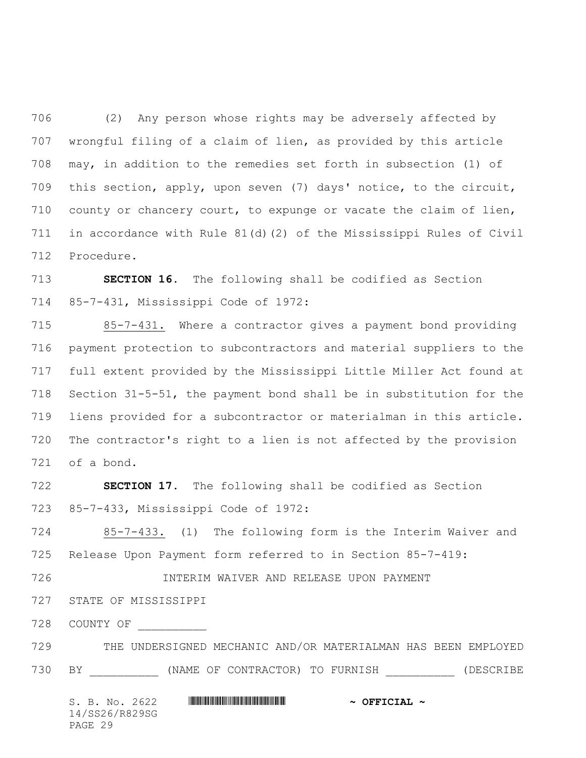(2) Any person whose rights may be adversely affected by wrongful filing of a claim of lien, as provided by this article may, in addition to the remedies set forth in subsection (1) of this section, apply, upon seven (7) days' notice, to the circuit, county or chancery court, to expunge or vacate the claim of lien, in accordance with Rule 81(d)(2) of the Mississippi Rules of Civil Procedure.

**SECTION 16.** The following shall be codified as Section 85-7-431, Mississippi Code of 1972:

85-7-431. Where a contractor gives a payment bond providing payment protection to subcontractors and material suppliers to the full extent provided by the Mississippi Little Miller Act found at Section 31-5-51, the payment bond shall be in substitution for the liens provided for a subcontractor or materialman in this article. The contractor's right to a lien is not affected by the provision of a bond.

**SECTION 17.** The following shall be codified as Section 85-7-433, Mississippi Code of 1972:

85-7-433. (1) The following form is the Interim Waiver and Release Upon Payment form referred to in Section 85-7-419:

INTERIM WAIVER AND RELEASE UPON PAYMENT

STATE OF MISSISSIPPI

COUNTY OF __________

THE UNDERSIGNED MECHANIC AND/OR MATERIALMAN HAS BEEN EMPLOYED BY __________ (NAME OF CONTRACTOR) TO FURNISH __________ (DESCRIBE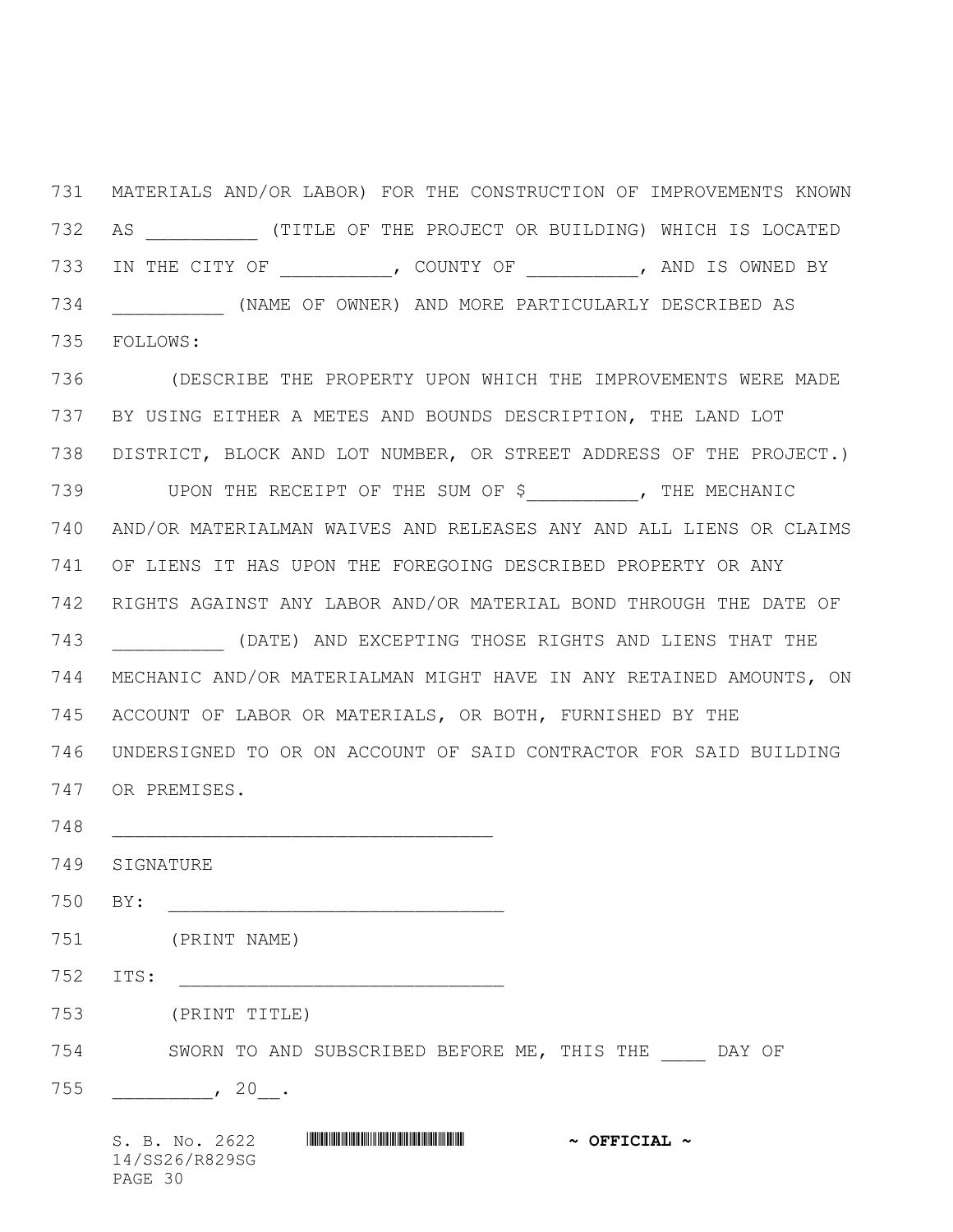MATERIALS AND/OR LABOR) FOR THE CONSTRUCTION OF IMPROVEMENTS KNOWN AS __________ (TITLE OF THE PROJECT OR BUILDING) WHICH IS LOCATED IN THE CITY OF __________, COUNTY OF __________, AND IS OWNED BY __________ (NAME OF OWNER) AND MORE PARTICULARLY DESCRIBED AS FOLLOWS:

(DESCRIBE THE PROPERTY UPON WHICH THE IMPROVEMENTS WERE MADE BY USING EITHER A METES AND BOUNDS DESCRIPTION, THE LAND LOT DISTRICT, BLOCK AND LOT NUMBER, OR STREET ADDRESS OF THE PROJECT.)

UPON THE RECEIPT OF THE SUM OF $__________, THE MECHANIC AND/OR MATERIALMAN WAIVES AND RELEASES ANY AND ALL LIENS OR CLAIMS OF LIENS IT HAS UPON THE FOREGOING DESCRIBED PROPERTY OR ANY RIGHTS AGAINST ANY LABOR AND/OR MATERIAL BOND THROUGH THE DATE OF __________ (DATE) AND EXCEPTING THOSE RIGHTS AND LIENS THAT THE MECHANIC AND/OR MATERIALMAN MIGHT HAVE IN ANY RETAINED AMOUNTS, ON ACCOUNT OF LABOR OR MATERIALS, OR BOTH, FURNISHED BY THE UNDERSIGNED TO OR ON ACCOUNT OF SAID CONTRACTOR FOR SAID BUILDING OR PREMISES.

__________________________________

SIGNATURE

BY: ______________________________

(PRINT NAME)

ITS: _____________________________

(PRINT TITLE)

SWORN TO AND SUBSCRIBED BEFORE ME, THIS THE ____ DAY OF _________, 20__.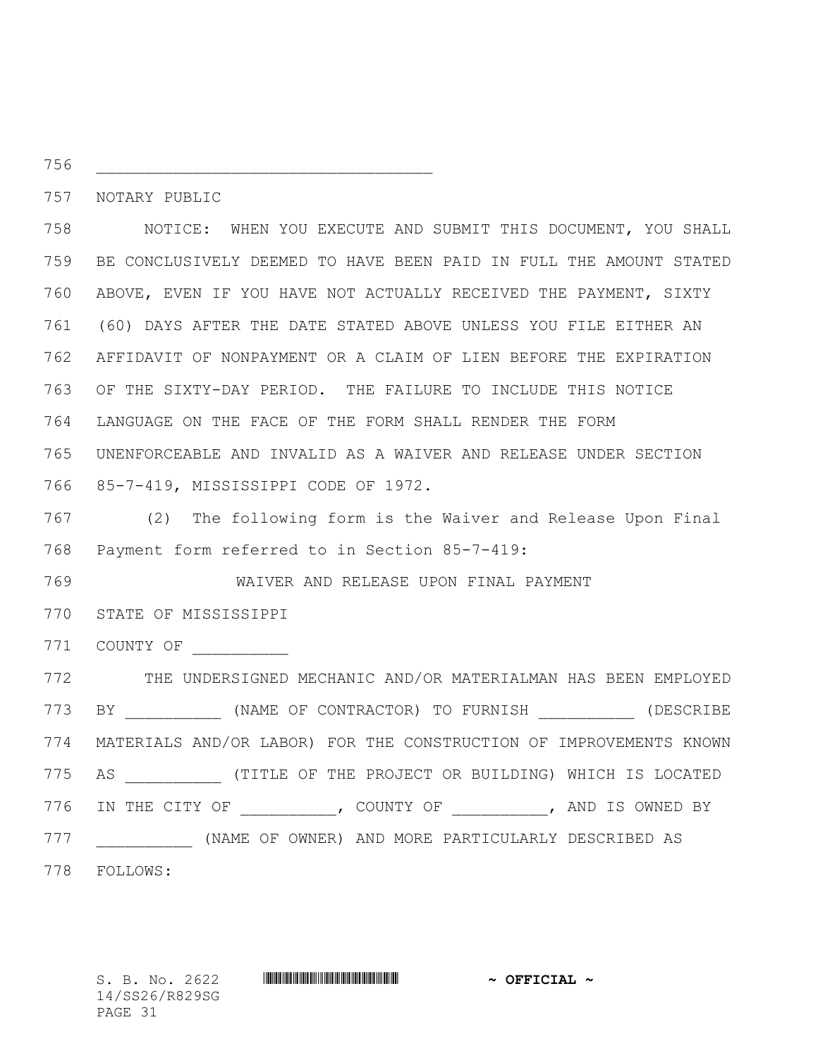____________________________________

NOTARY PUBLIC

NOTICE: WHEN YOU EXECUTE AND SUBMIT THIS DOCUMENT, YOU SHALL BE CONCLUSIVELY DEEMED TO HAVE BEEN PAID IN FULL THE AMOUNT STATED ABOVE, EVEN IF YOU HAVE NOT ACTUALLY RECEIVED THE PAYMENT, SIXTY (60) DAYS AFTER THE DATE STATED ABOVE UNLESS YOU FILE EITHER AN AFFIDAVIT OF NONPAYMENT OR A CLAIM OF LIEN BEFORE THE EXPIRATION OF THE SIXTY-DAY PERIOD. THE FAILURE TO INCLUDE THIS NOTICE LANGUAGE ON THE FACE OF THE FORM SHALL RENDER THE FORM UNENFORCEABLE AND INVALID AS A WAIVER AND RELEASE UNDER SECTION 85-7-419, MISSISSIPPI CODE OF 1972.

(2) The following form is the Waiver and Release Upon Final Payment form referred to in Section 85-7-419:

WAIVER AND RELEASE UPON FINAL PAYMENT

STATE OF MISSISSIPPI

COUNTY OF __________

THE UNDERSIGNED MECHANIC AND/OR MATERIALMAN HAS BEEN EMPLOYED BY __________ (NAME OF CONTRACTOR) TO FURNISH __________ (DESCRIBE MATERIALS AND/OR LABOR) FOR THE CONSTRUCTION OF IMPROVEMENTS KNOWN AS __________ (TITLE OF THE PROJECT OR BUILDING) WHICH IS LOCATED IN THE CITY OF __________, COUNTY OF __________, AND IS OWNED BY __________ (NAME OF OWNER) AND MORE PARTICULARLY DESCRIBED AS FOLLOWS: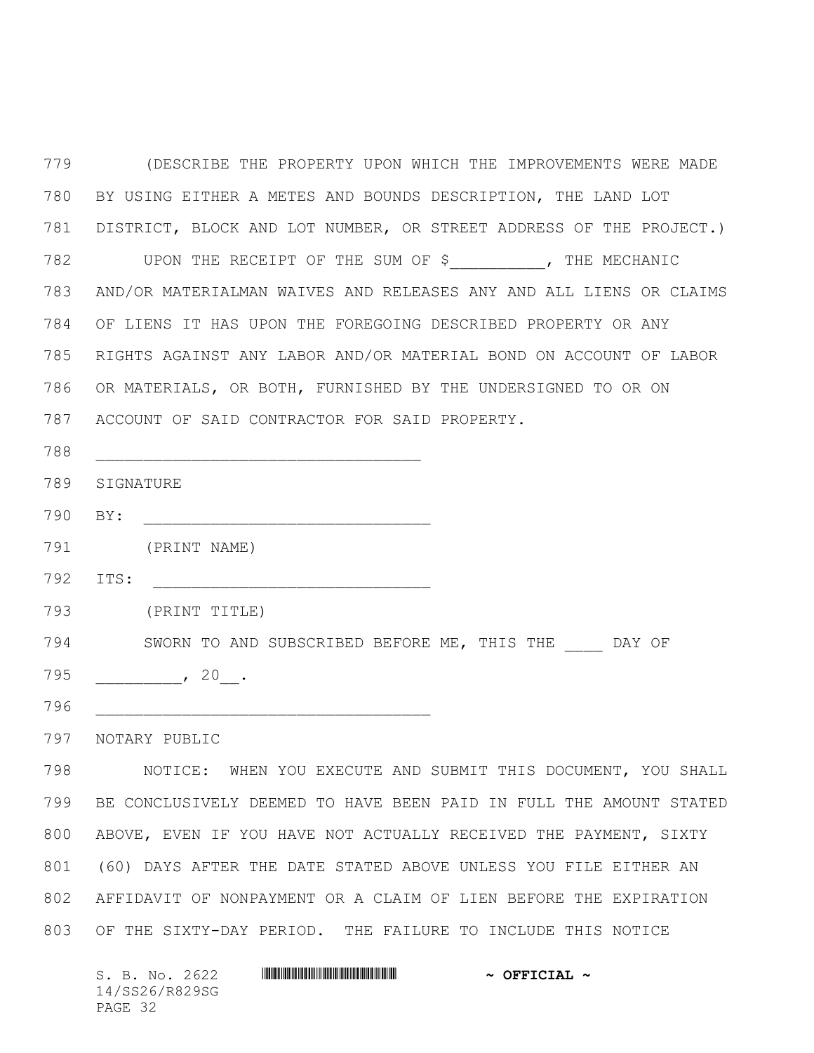(DESCRIBE THE PROPERTY UPON WHICH THE IMPROVEMENTS WERE MADE BY USING EITHER A METES AND BOUNDS DESCRIPTION, THE LAND LOT DISTRICT, BLOCK AND LOT NUMBER, OR STREET ADDRESS OF THE PROJECT.)

UPON THE RECEIPT OF THE SUM OF $__________, THE MECHANIC AND/OR MATERIALMAN WAIVES AND RELEASES ANY AND ALL LIENS OR CLAIMS OF LIENS IT HAS UPON THE FOREGOING DESCRIBED PROPERTY OR ANY RIGHTS AGAINST ANY LABOR AND/OR MATERIAL BOND ON ACCOUNT OF LABOR OR MATERIALS, OR BOTH, FURNISHED BY THE UNDERSIGNED TO OR ON ACCOUNT OF SAID CONTRACTOR FOR SAID PROPERTY.

__________________________________

SIGNATURE

BY: ______________________________

(PRINT NAME)

ITS: _____________________________

(PRINT TITLE)

SWORN TO AND SUBSCRIBED BEFORE ME, THIS THE ____ DAY OF _________, 20__.

__________________________________

NOTARY PUBLIC

NOTICE: WHEN YOU EXECUTE AND SUBMIT THIS DOCUMENT, YOU SHALL BE CONCLUSIVELY DEEMED TO HAVE BEEN PAID IN FULL THE AMOUNT STATED ABOVE, EVEN IF YOU HAVE NOT ACTUALLY RECEIVED THE PAYMENT, SIXTY (60) DAYS AFTER THE DATE STATED ABOVE UNLESS YOU FILE EITHER AN AFFIDAVIT OF NONPAYMENT OR A CLAIM OF LIEN BEFORE THE EXPIRATION OF THE SIXTY-DAY PERIOD. THE FAILURE TO INCLUDE THIS NOTICE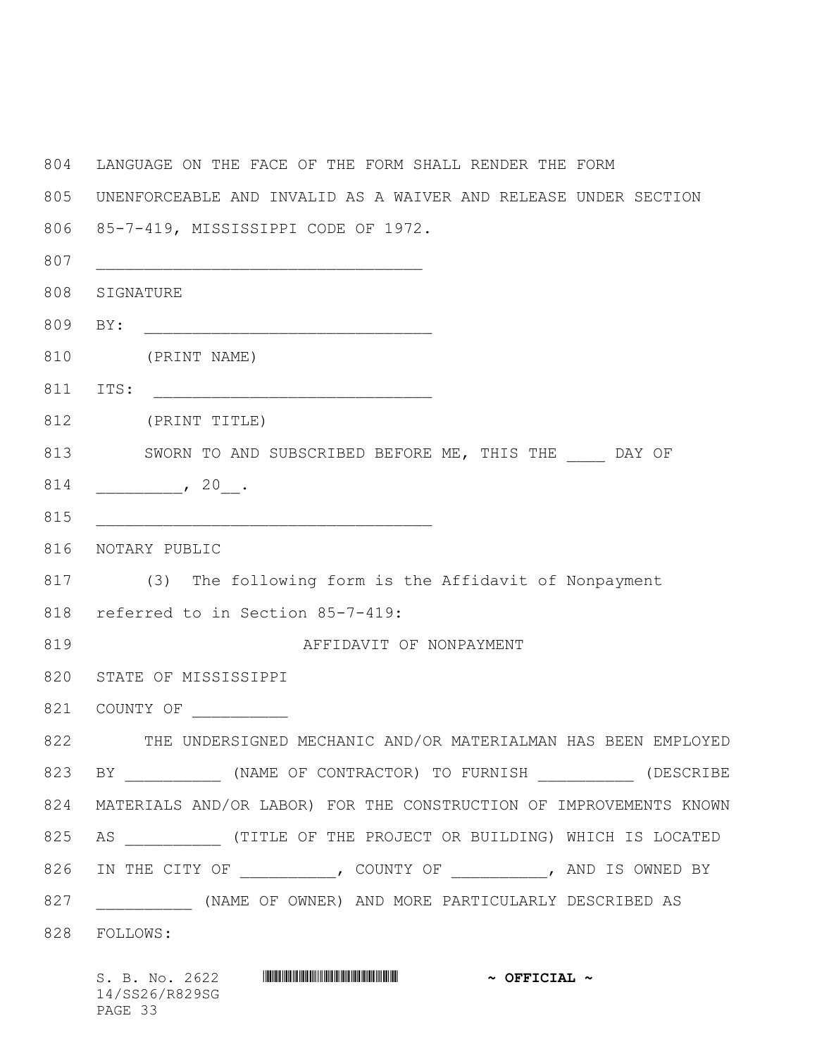LANGUAGE ON THE FACE OF THE FORM SHALL RENDER THE FORM UNENFORCEABLE AND INVALID AS A WAIVER AND RELEASE UNDER SECTION 85-7-419, MISSISSIPPI CODE OF 1972.

__________________________________

SIGNATURE

BY: ______________________________

(PRINT NAME)

ITS: _____________________________

(PRINT TITLE)

SWORN TO AND SUBSCRIBED BEFORE ME, THIS THE ____ DAY OF _________, 20__.

___________________________________

NOTARY PUBLIC

(3) The following form is the Affidavit of Nonpayment referred to in Section 85-7-419:

AFFIDAVIT OF NONPAYMENT

STATE OF MISSISSIPPI

COUNTY OF __________

THE UNDERSIGNED MECHANIC AND/OR MATERIALMAN HAS BEEN EMPLOYED BY __________ (NAME OF CONTRACTOR) TO FURNISH __________ (DESCRIBE MATERIALS AND/OR LABOR) FOR THE CONSTRUCTION OF IMPROVEMENTS KNOWN AS __________ (TITLE OF THE PROJECT OR BUILDING) WHICH IS LOCATED IN THE CITY OF __________, COUNTY OF __________, AND IS OWNED BY __________ (NAME OF OWNER) AND MORE PARTICULARLY DESCRIBED AS FOLLOWS: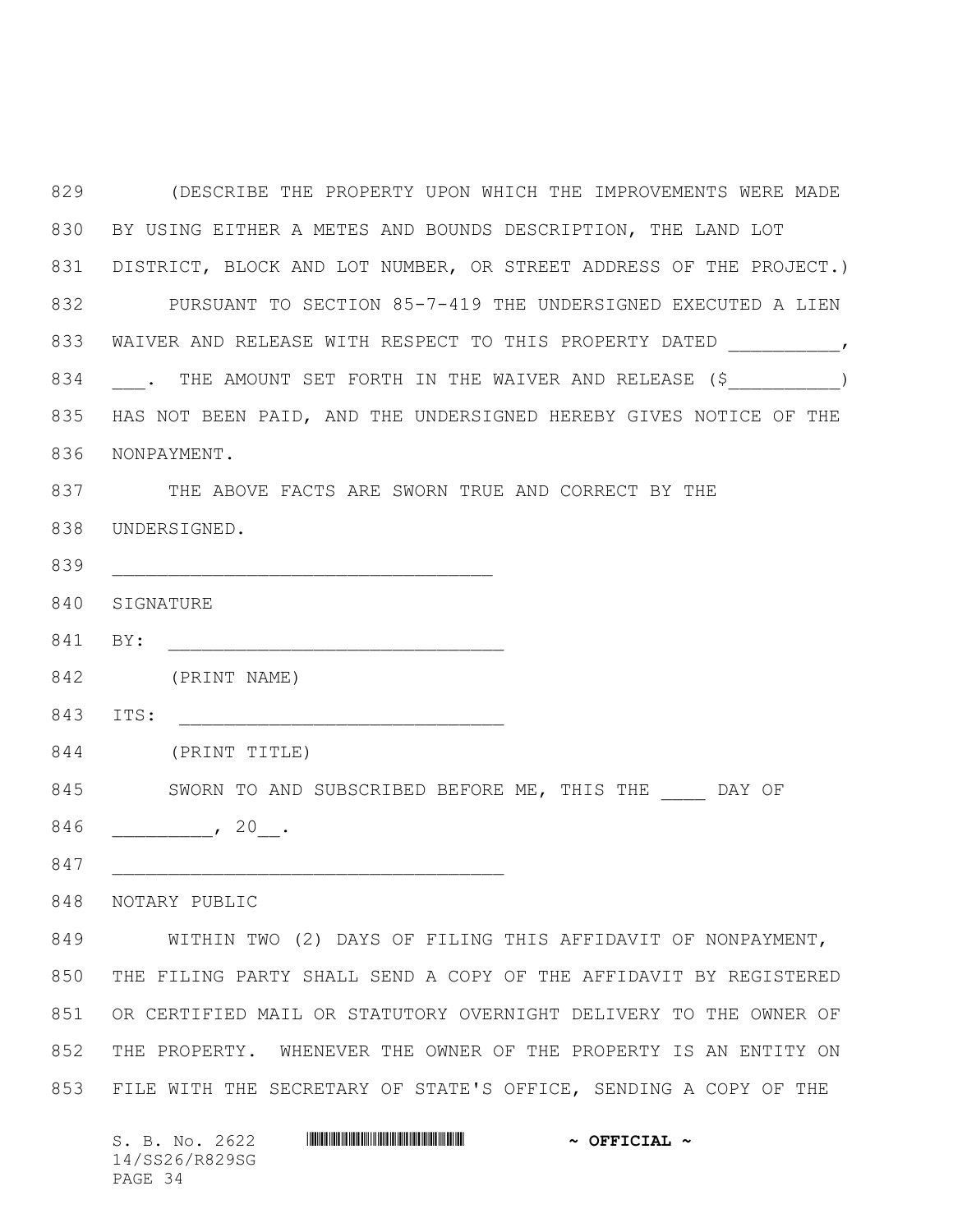(DESCRIBE THE PROPERTY UPON WHICH THE IMPROVEMENTS WERE MADE BY USING EITHER A METES AND BOUNDS DESCRIPTION, THE LAND LOT DISTRICT, BLOCK AND LOT NUMBER, OR STREET ADDRESS OF THE PROJECT.)

PURSUANT TO SECTION 85-7-419 THE UNDERSIGNED EXECUTED A LIEN WAIVER AND RELEASE WITH RESPECT TO THIS PROPERTY DATED __________, ___. THE AMOUNT SET FORTH IN THE WAIVER AND RELEASE ($__________) HAS NOT BEEN PAID, AND THE UNDERSIGNED HEREBY GIVES NOTICE OF THE NONPAYMENT.

THE ABOVE FACTS ARE SWORN TRUE AND CORRECT BY THE UNDERSIGNED.

_________________________________

SIGNATURE

BY: ______________________________

(PRINT NAME)

ITS: _____________________________

(PRINT TITLE)

SWORN TO AND SUBSCRIBED BEFORE ME, THIS THE ____ DAY OF _________, 20__.

__________________________________

NOTARY PUBLIC

WITHIN TWO (2) DAYS OF FILING THIS AFFIDAVIT OF NONPAYMENT, THE FILING PARTY SHALL SEND A COPY OF THE AFFIDAVIT BY REGISTERED OR CERTIFIED MAIL OR STATUTORY OVERNIGHT DELIVERY TO THE OWNER OF THE PROPERTY. WHENEVER THE OWNER OF THE PROPERTY IS AN ENTITY ON FILE WITH THE SECRETARY OF STATE'S OFFICE, SENDING A COPY OF THE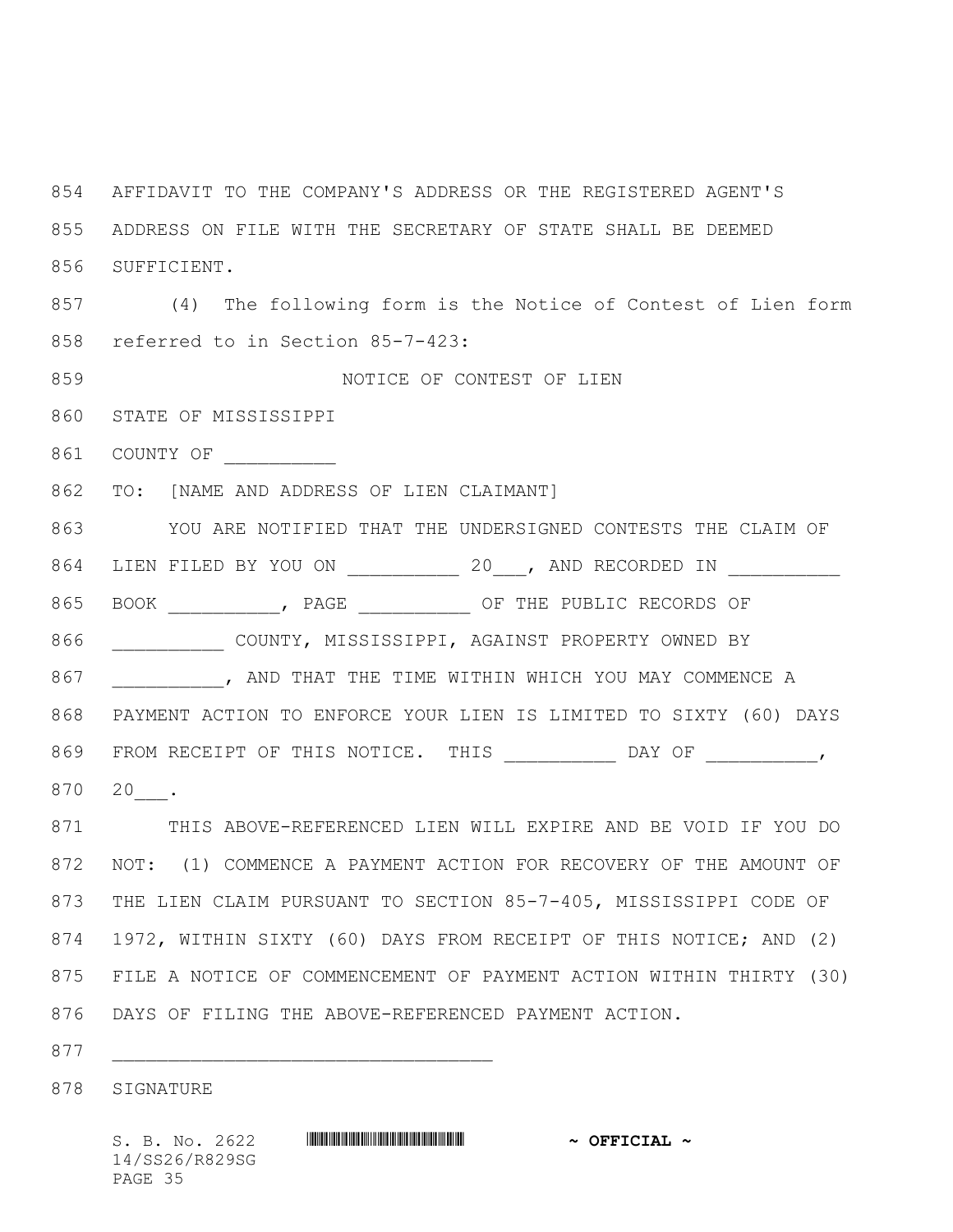AFFIDAVIT TO THE COMPANY'S ADDRESS OR THE REGISTERED AGENT'S ADDRESS ON FILE WITH THE SECRETARY OF STATE SHALL BE DEEMED SUFFICIENT.

(4) The following form is the Notice of Contest of Lien form referred to in Section 85-7-423:

NOTICE OF CONTEST OF LIEN

STATE OF MISSISSIPPI

COUNTY OF __________

TO: [NAME AND ADDRESS OF LIEN CLAIMANT]

YOU ARE NOTIFIED THAT THE UNDERSIGNED CONTESTS THE CLAIM OF LIEN FILED BY YOU ON __________ 20___, AND RECORDED IN __________ BOOK __________, PAGE __________ OF THE PUBLIC RECORDS OF __________ COUNTY, MISSISSIPPI, AGAINST PROPERTY OWNED BY __________, AND THAT THE TIME WITHIN WHICH YOU MAY COMMENCE A PAYMENT ACTION TO ENFORCE YOUR LIEN IS LIMITED TO SIXTY (60) DAYS FROM RECEIPT OF THIS NOTICE. THIS __________ DAY OF __________, 20___.

THIS ABOVE-REFERENCED LIEN WILL EXPIRE AND BE VOID IF YOU DO NOT: (1) COMMENCE A PAYMENT ACTION FOR RECOVERY OF THE AMOUNT OF THE LIEN CLAIM PURSUANT TO SECTION 85-7-405, MISSISSIPPI CODE OF 1972, WITHIN SIXTY (60) DAYS FROM RECEIPT OF THIS NOTICE; AND (2) FILE A NOTICE OF COMMENCEMENT OF PAYMENT ACTION WITHIN THIRTY (30) DAYS OF FILING THE ABOVE-REFERENCED PAYMENT ACTION.

__________________________________

SIGNATURE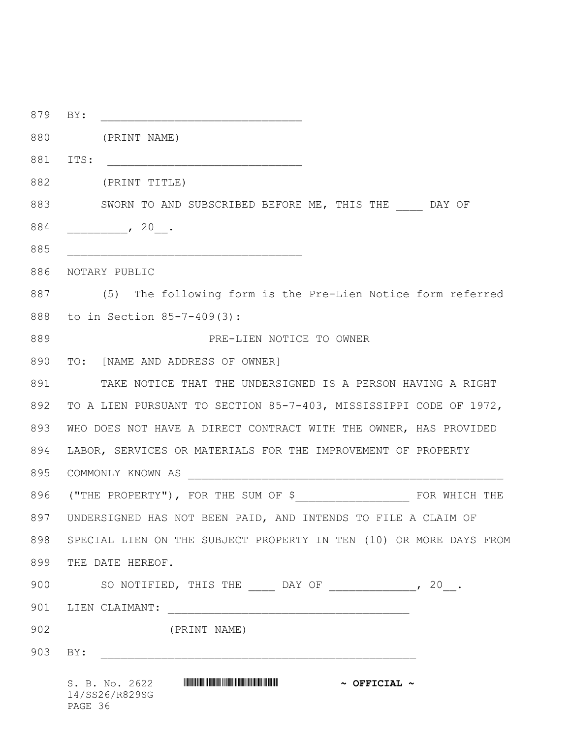BY: ______________________________

(PRINT NAME)

ITS: ____________________________

(PRINT TITLE)

SWORN TO AND SUBSCRIBED BEFORE ME, THIS THE ____ DAY OF _________, 20__.

__________________________________

NOTARY PUBLIC

(5) The following form is the Pre-Lien Notice form referred to in Section 85-7-409(3):

PRE-LIEN NOTICE TO OWNER

TO: [NAME AND ADDRESS OF OWNER]

TAKE NOTICE THAT THE UNDERSIGNED IS A PERSON HAVING A RIGHT TO A LIEN PURSUANT TO SECTION 85-7-403, MISSISSIPPI CODE OF 1972, WHO DOES NOT HAVE A DIRECT CONTRACT WITH THE OWNER, HAS PROVIDED LABOR, SERVICES OR MATERIALS FOR THE IMPROVEMENT OF PROPERTY COMMONLY KNOWN AS _______________________________________________ ("THE PROPERTY"), FOR THE SUM OF $_________________ FOR WHICH THE UNDERSIGNED HAS NOT BEEN PAID, AND INTENDS TO FILE A CLAIM OF SPECIAL LIEN ON THE SUBJECT PROPERTY IN TEN (10) OR MORE DAYS FROM THE DATE HEREOF.

SO NOTIFIED, THIS THE ____ DAY OF _____________, 20__.

LIEN CLAIMANT: ____________________________________

(PRINT NAME)

BY: _______________________________________________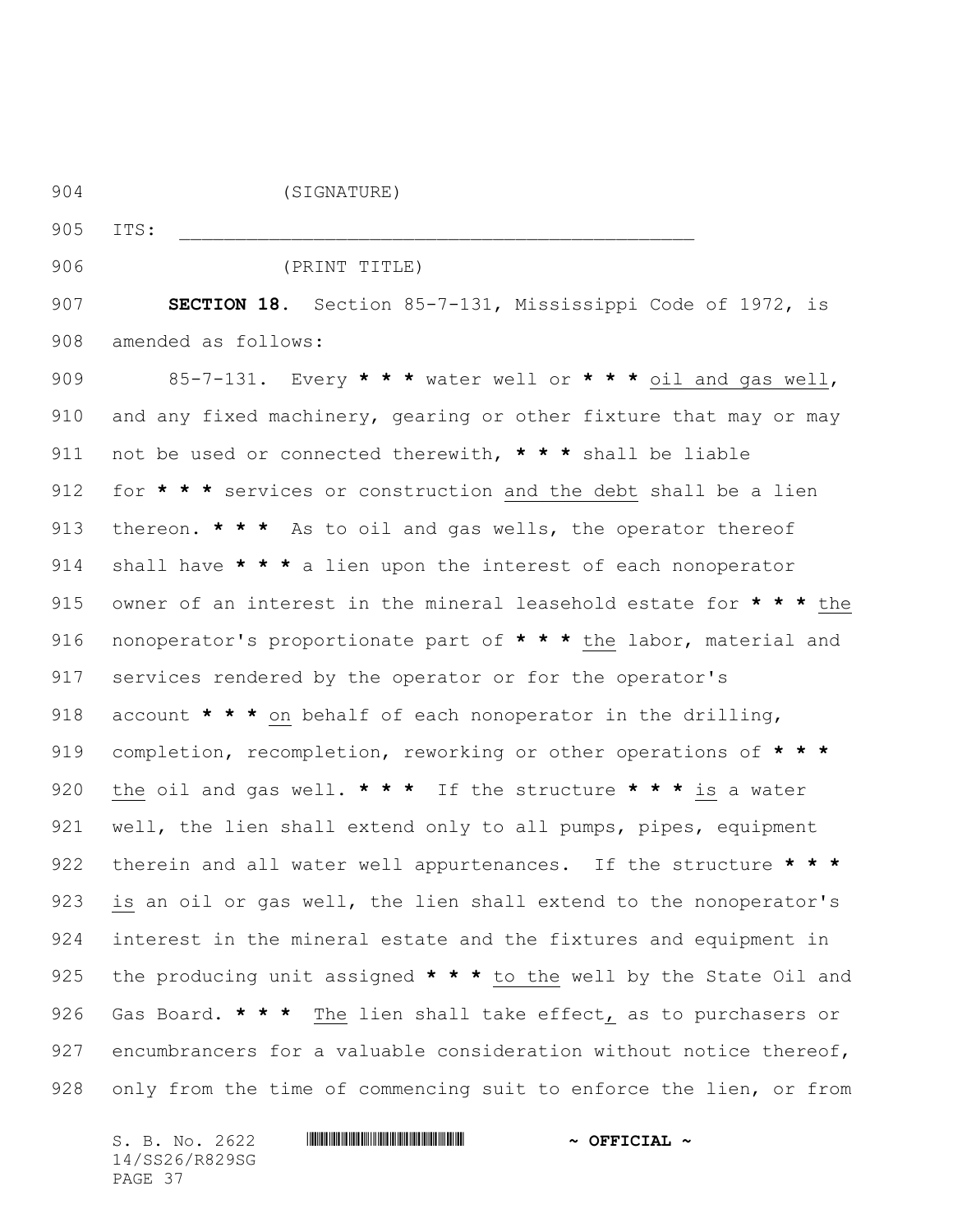(SIGNATURE)

ITS: _______________________________________________

(PRINT TITLE)

**SECTION 18.** Section 85-7-131, Mississippi Code of 1972, is amended as follows:

85-7-131. Every *** water well or *** oil and gas well, and any fixed machinery, gearing or other fixture that may or may not be used or connected therewith, *** shall be liable for *** services or construction and the debt shall be a lien thereon. *** As to oil and gas wells, the operator thereof shall have *** a lien upon the interest of each nonoperator owner of an interest in the mineral leasehold estate for *** the nonoperator's proportionate part of *** the labor, material and services rendered by the operator or for the operator's account *** on behalf of each nonoperator in the drilling, completion, recompletion, reworking or other operations of *** the oil and gas well. *** If the structure *** is a water well, the lien shall extend only to all pumps, pipes, equipment therein and all water well appurtenances. If the structure *** is an oil or gas well, the lien shall extend to the nonoperator's interest in the mineral estate and the fixtures and equipment in the producing unit assigned *** to the well by the State Oil and Gas Board. *** The lien shall take effect, as to purchasers or encumbrancers for a valuable consideration without notice thereof, only from the time of commencing suit to enforce the lien, or from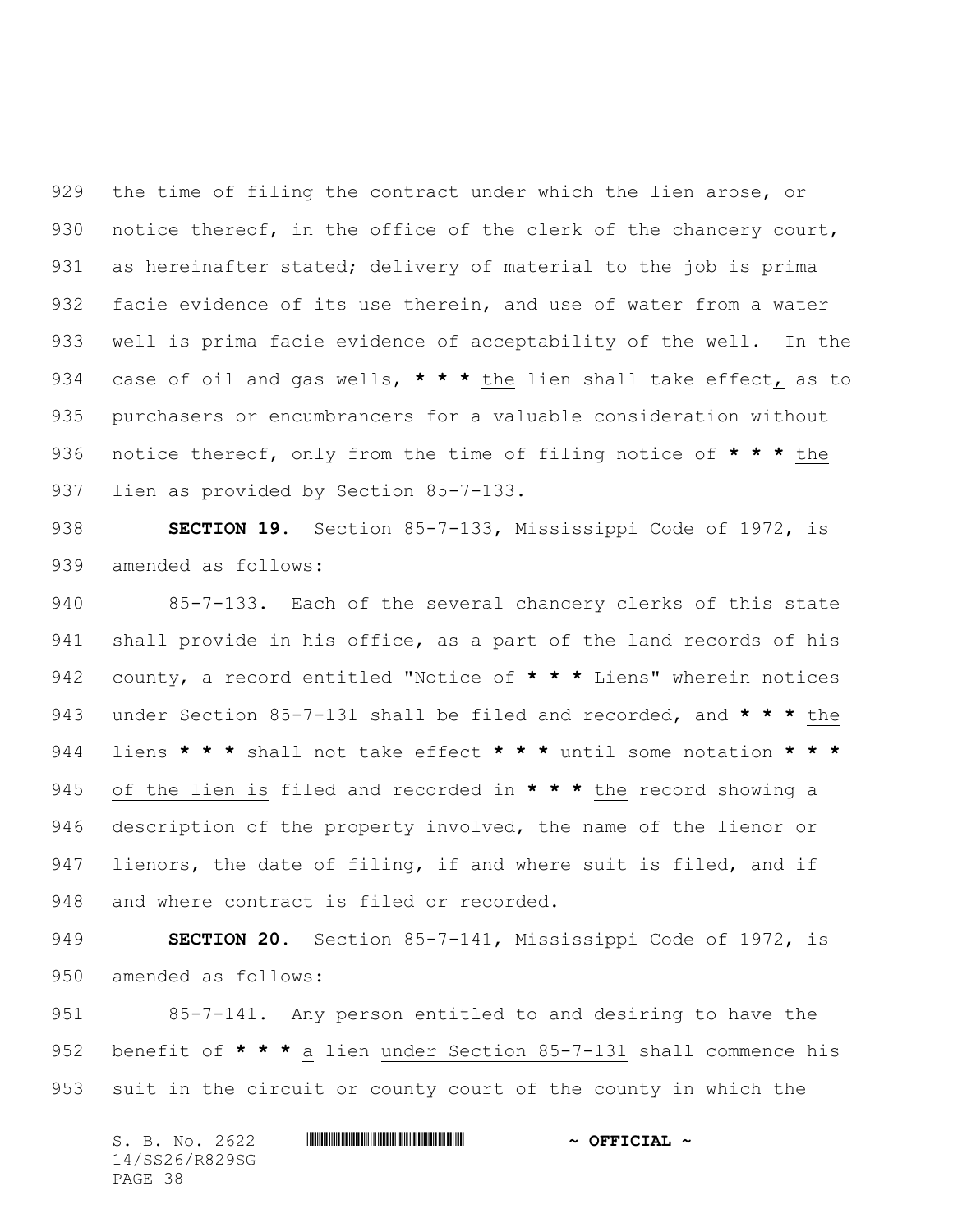the time of filing the contract under which the lien arose, or notice thereof, in the office of the clerk of the chancery court, as hereinafter stated; delivery of material to the job is prima facie evidence of its use therein, and use of water from a water well is prima facie evidence of acceptability of the well. In the case of oil and gas wells, * * * the lien shall take effect, as to purchasers or encumbrancers for a valuable consideration without notice thereof, only from the time of filing notice of * * * the lien as provided by Section 85-7-133.

**SECTION 19.** Section 85-7-133, Mississippi Code of 1972, is amended as follows:

85-7-133. Each of the several chancery clerks of this state shall provide in his office, as a part of the land records of his county, a record entitled "Notice of * * * Liens" wherein notices under Section 85-7-131 shall be filed and recorded, and * * * the liens * * * shall not take effect * * * until some notation * * * of the lien is filed and recorded in * * * the record showing a description of the property involved, the name of the lienor or lienors, the date of filing, if and where suit is filed, and if and where contract is filed or recorded.

**SECTION 20.** Section 85-7-141, Mississippi Code of 1972, is amended as follows:

85-7-141. Any person entitled to and desiring to have the benefit of * * * a lien under Section 85-7-131 shall commence his suit in the circuit or county court of the county in which the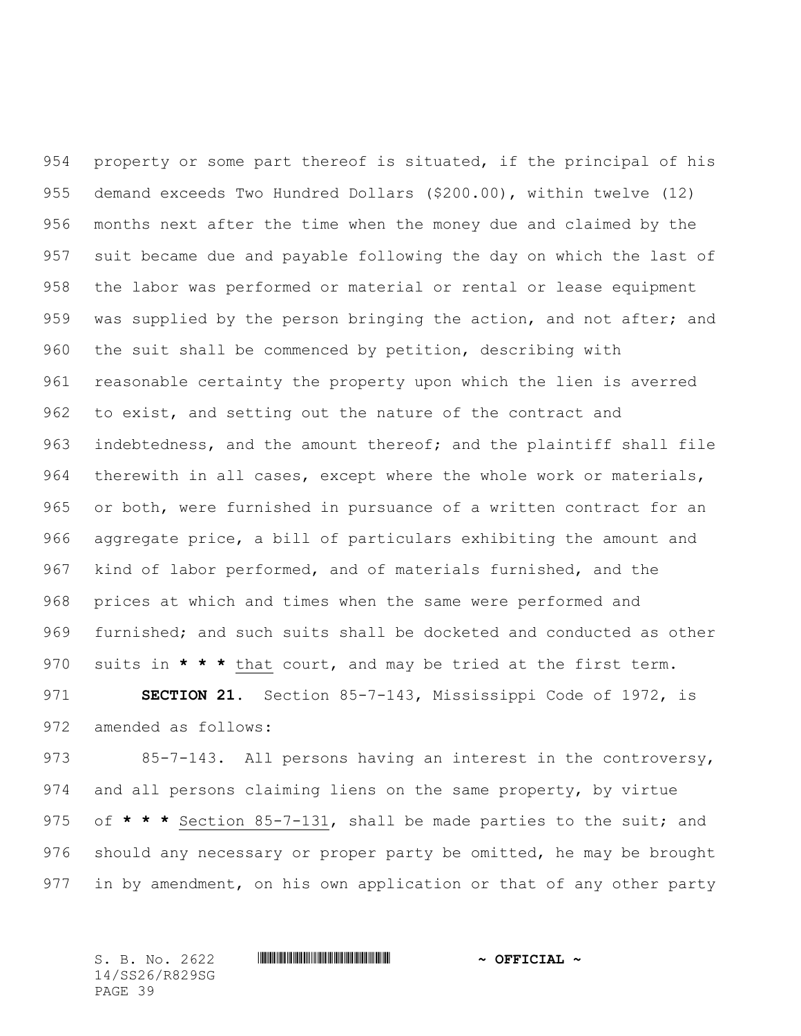property or some part thereof is situated, if the principal of his demand exceeds Two Hundred Dollars ($200.00), within twelve (12) months next after the time when the money due and claimed by the suit became due and payable following the day on which the last of the labor was performed or material or rental or lease equipment was supplied by the person bringing the action, and not after; and the suit shall be commenced by petition, describing with reasonable certainty the property upon which the lien is averred to exist, and setting out the nature of the contract and indebtedness, and the amount thereof; and the plaintiff shall file therewith in all cases, except where the whole work or materials, or both, were furnished in pursuance of a written contract for an aggregate price, a bill of particulars exhibiting the amount and kind of labor performed, and of materials furnished, and the prices at which and times when the same were performed and furnished; and such suits shall be docketed and conducted as other suits in **\* \* \*** <u>that</u> court, and may be tried at the first term.

**SECTION 21.** Section 85-7-143, Mississippi Code of 1972, is amended as follows:

85-7-143. All persons having an interest in the controversy, and all persons claiming liens on the same property, by virtue of **\* \* \*** <u>Section 85-7-131</u>, shall be made parties to the suit; and should any necessary or proper party be omitted, he may be brought in by amendment, on his own application or that of any other party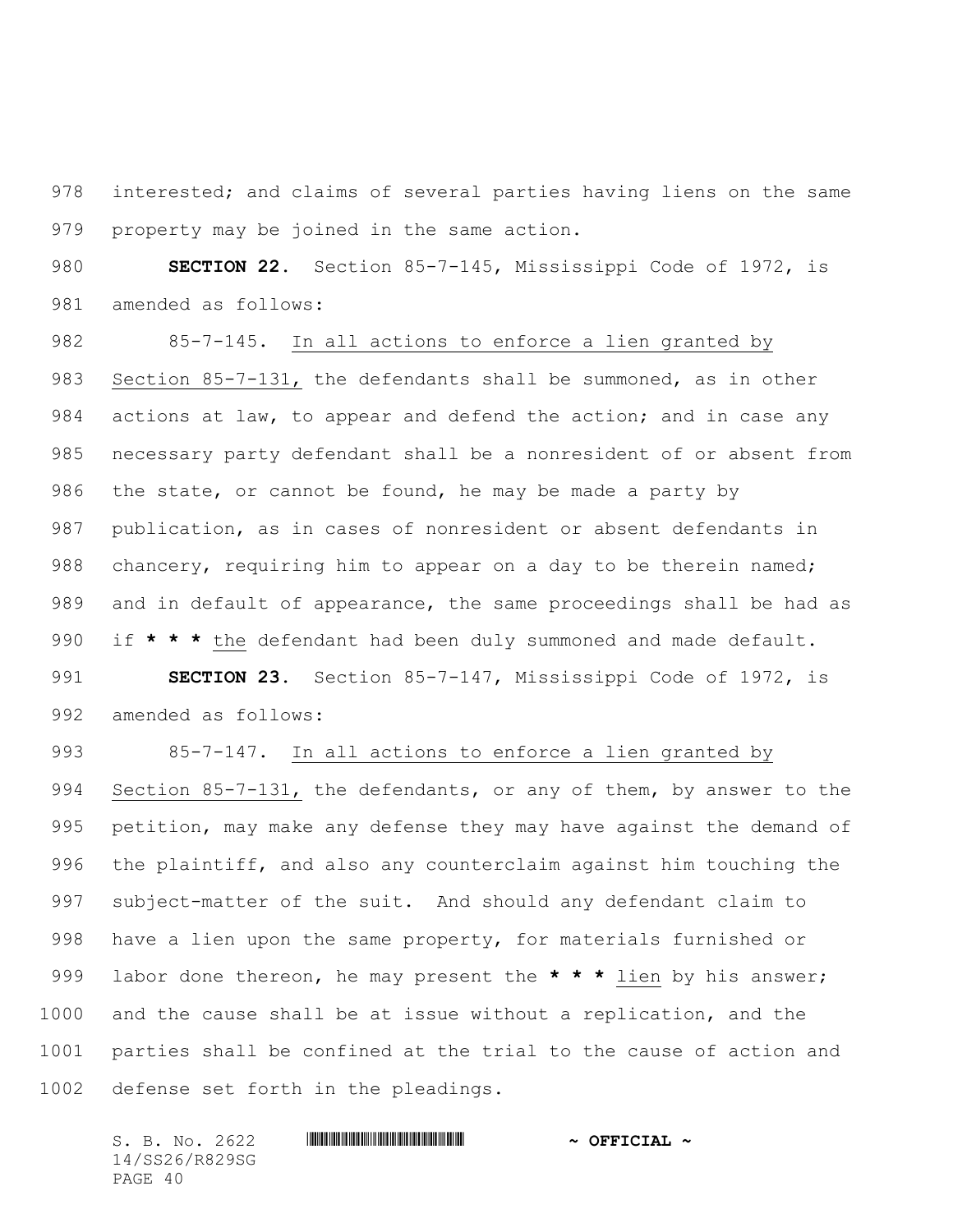interested; and claims of several parties having liens on the same property may be joined in the same action.

**SECTION 22.** Section 85-7-145, Mississippi Code of 1972, is amended as follows:

85-7-145. In all actions to enforce a lien granted by Section 85-7-131, the defendants shall be summoned, as in other actions at law, to appear and defend the action; and in case any necessary party defendant shall be a nonresident of or absent from the state, or cannot be found, he may be made a party by publication, as in cases of nonresident or absent defendants in chancery, requiring him to appear on a day to be therein named; and in default of appearance, the same proceedings shall be had as if **\* \* \*** the defendant had been duly summoned and made default.

**SECTION 23.** Section 85-7-147, Mississippi Code of 1972, is amended as follows:

85-7-147. In all actions to enforce a lien granted by Section 85-7-131, the defendants, or any of them, by answer to the petition, may make any defense they may have against the demand of the plaintiff, and also any counterclaim against him touching the subject-matter of the suit. And should any defendant claim to have a lien upon the same property, for materials furnished or labor done thereon, he may present the **\* \* \*** lien by his answer; and the cause shall be at issue without a replication, and the parties shall be confined at the trial to the cause of action and defense set forth in the pleadings.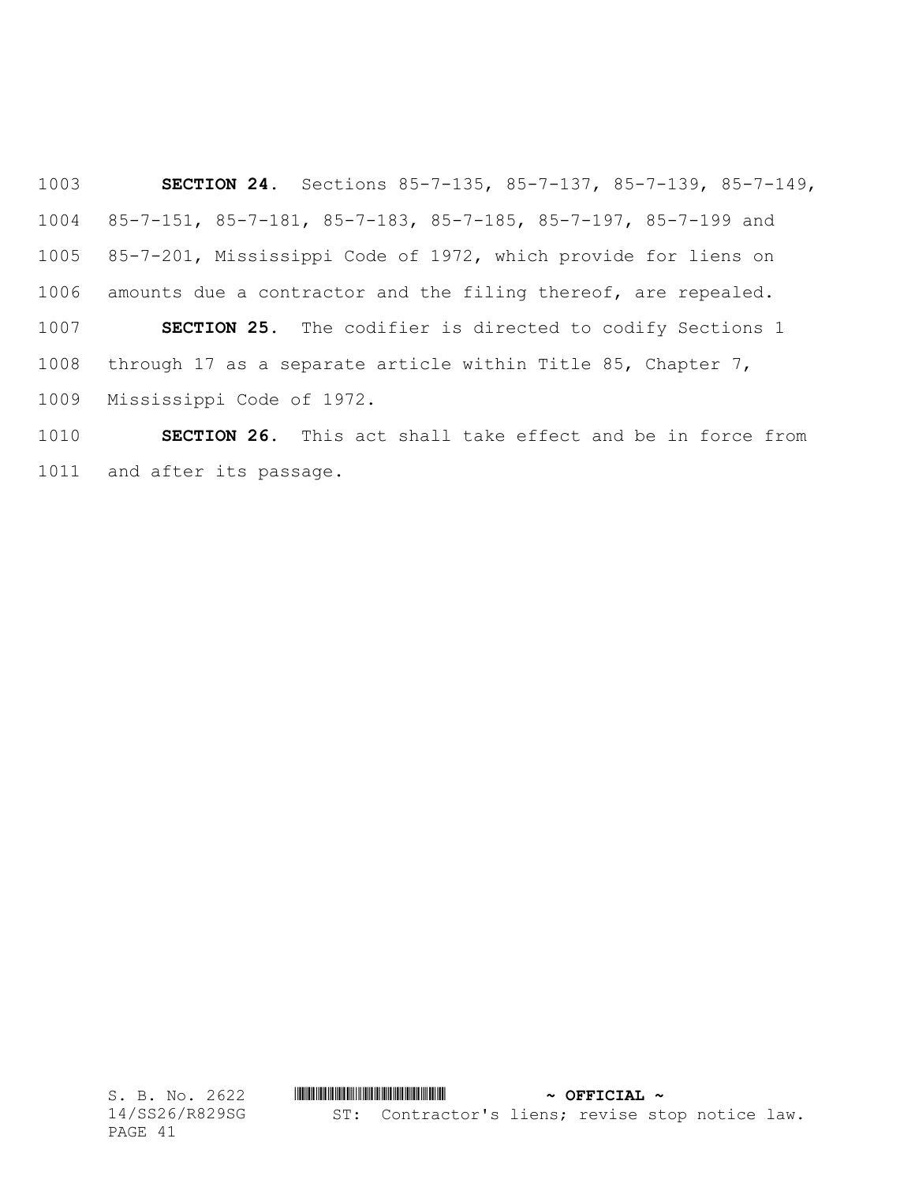**SECTION 24.** Sections 85-7-135, 85-7-137, 85-7-139, 85-7-149, 85-7-151, 85-7-181, 85-7-183, 85-7-185, 85-7-197, 85-7-199 and 85-7-201, Mississippi Code of 1972, which provide for liens on amounts due a contractor and the filing thereof, are repealed.

**SECTION 25.** The codifier is directed to codify Sections 1 through 17 as a separate article within Title 85, Chapter 7, Mississippi Code of 1972.

**SECTION 26.** This act shall take effect and be in force from and after its passage.